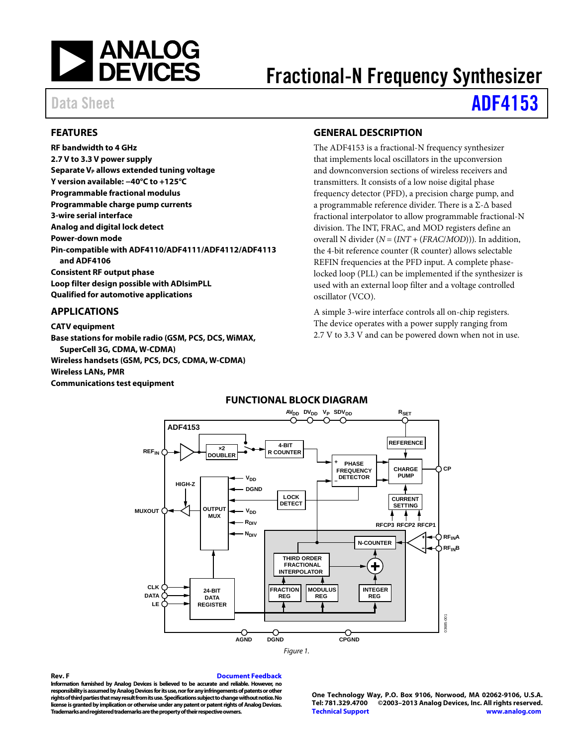# Fractional-N Frequency Synthesizer

Data Sheet **ADF4153**

## FEATURES

**RF bandwidth to 4 GHz**
**2.7 V to 3.3 V power supply**
**Separate $V_P$ allows extended tuning voltage**
**Y version available: −40°C to +125°C**
**Programmable fractional modulus**
**Programmable charge pump currents**
**3-wire serial interface**
**Analog and digital lock detect**
**Power-down mode**
**Pin-compatible with ADF4110/ADF4111/ADF4112/ADF4113 and ADF4106**
**Consistent RF output phase**
**Loop filter design possible with ADIsimPLL**
**Qualified for automotive applications**

## APPLICATIONS

**CATV equipment**
**Base stations for mobile radio (GSM, PCS, DCS, WiMAX, SuperCell 3G, CDMA, W-CDMA)**
**Wireless handsets (GSM, PCS, DCS, CDMA, W-CDMA)**
**Wireless LANs, PMR**
**Communications test equipment**

## GENERAL DESCRIPTION

The ADF4153 is a fractional-N frequency synthesizer that implements local oscillators in the upconversion and downconversion sections of wireless receivers and transmitters. It consists of a low noise digital phase frequency detector (PFD), a precision charge pump, and a programmable reference divider. There is a Σ-Δ based fractional interpolator to allow programmable fractional-N division. The INT, FRAC, and MOD registers define an overall N divider ($N = (INT + (FRAC/MOD))$). In addition, the 4-bit reference counter (R counter) allows selectable REFIN frequencies at the PFD input. A complete phase-locked loop (PLL) can be implemented if the synthesizer is used with an external loop filter and a voltage controlled oscillator (VCO).

A simple 3-wire interface controls all on-chip registers. The device operates with a power supply ranging from 2.7 V to 3.3 V and can be powered down when not in use.

## FUNCTIONAL BLOCK DIAGRAM

Figure 1.

**Rev. F** Document Feedback

Information furnished by Analog Devices is believed to be accurate and reliable. However, no responsibility is assumed by Analog Devices for its use, nor for any infringements of patents or other rights of third parties that may result from its use. Specifications subject to change without notice. No license is granted by implication or otherwise under any patent or patent rights of Analog Devices. Trademarks and registered trademarks are the property of their respective owners.

One Technology Way, P.O. Box 9106, Norwood, MA 02062-9106, U.S.A.
Tel: 781.329.4700 ©2003–2013 Analog Devices, Inc. All rights reserved.
Technical Support www.analog.com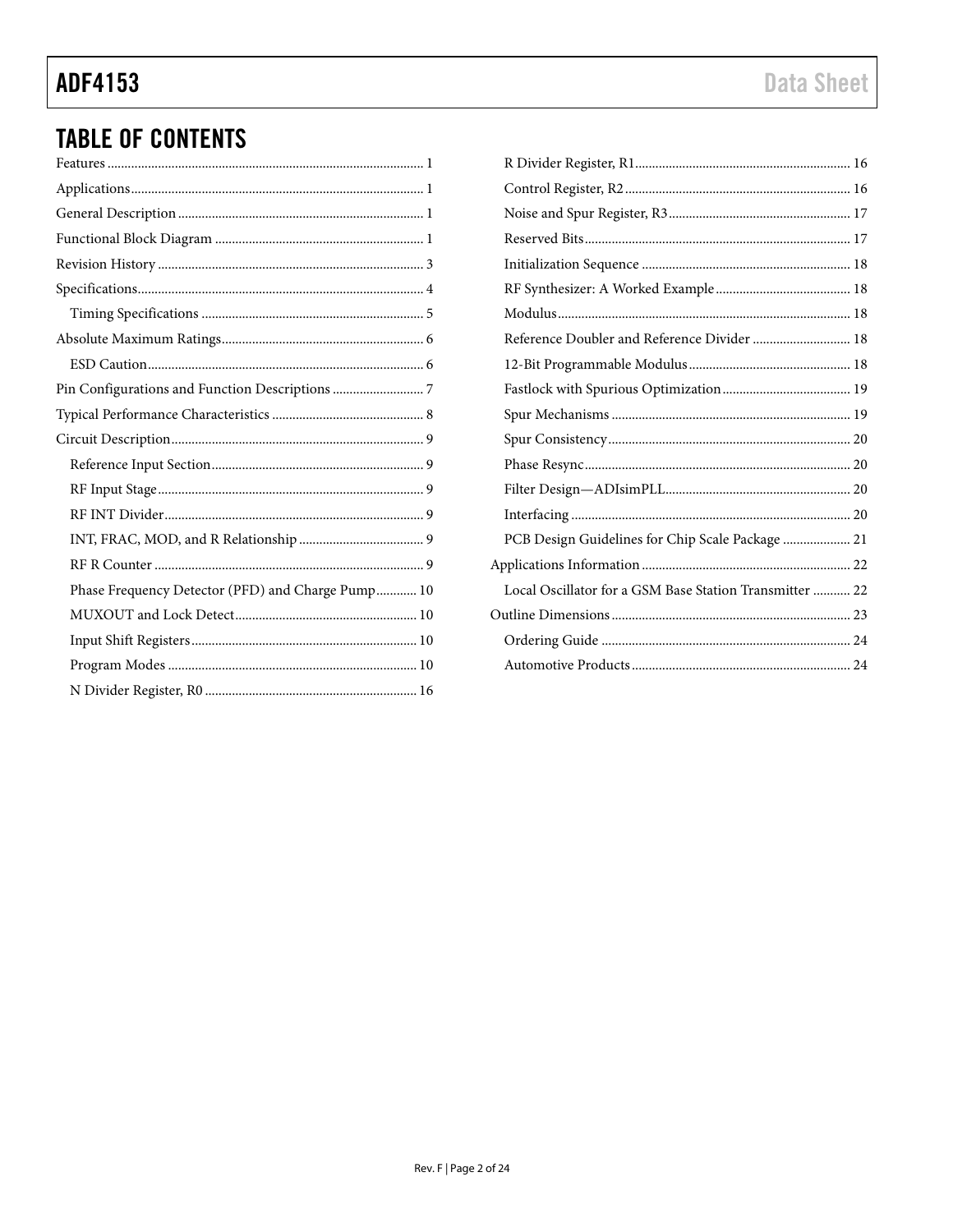## TABLE OF CONTENTS

Features .... 1
Applications .... 1
General Description .... 1
Functional Block Diagram .... 1
Revision History .... 3
Specifications .... 4
- Timing Specifications .... 5

Absolute Maximum Ratings .... 6
- ESD Caution .... 6

Pin Configurations and Function Descriptions .... 7
Typical Performance Characteristics .... 8
Circuit Description .... 9
- Reference Input Section .... 9
- RF Input Stage .... 9
- RF INT Divider .... 9
- INT, FRAC, MOD, and R Relationship .... 9
- RF R Counter .... 9
- Phase Frequency Detector (PFD) and Charge Pump .... 10
- MUXOUT and Lock Detect .... 10
- Input Shift Registers .... 10
- Program Modes .... 10
- N Divider Register, R0 .... 16
- R Divider Register, R1 .... 16
- Control Register, R2 .... 16
- Noise and Spur Register, R3 .... 17
- Reserved Bits .... 17
- Initialization Sequence .... 18
- RF Synthesizer: A Worked Example .... 18
- Modulus .... 18
- Reference Doubler and Reference Divider .... 18
- 12-Bit Programmable Modulus .... 18
- Fastlock with Spurious Optimization .... 19
- Spur Mechanisms .... 19
- Spur Consistency .... 20
- Phase Resync .... 20
- Filter Design—ADIsimPLL .... 20
- Interfacing .... 20
- PCB Design Guidelines for Chip Scale Package .... 21

Applications Information .... 22
- Local Oscillator for a GSM Base Station Transmitter .... 22

Outline Dimensions .... 23
- Ordering Guide .... 24
- Automotive Products .... 24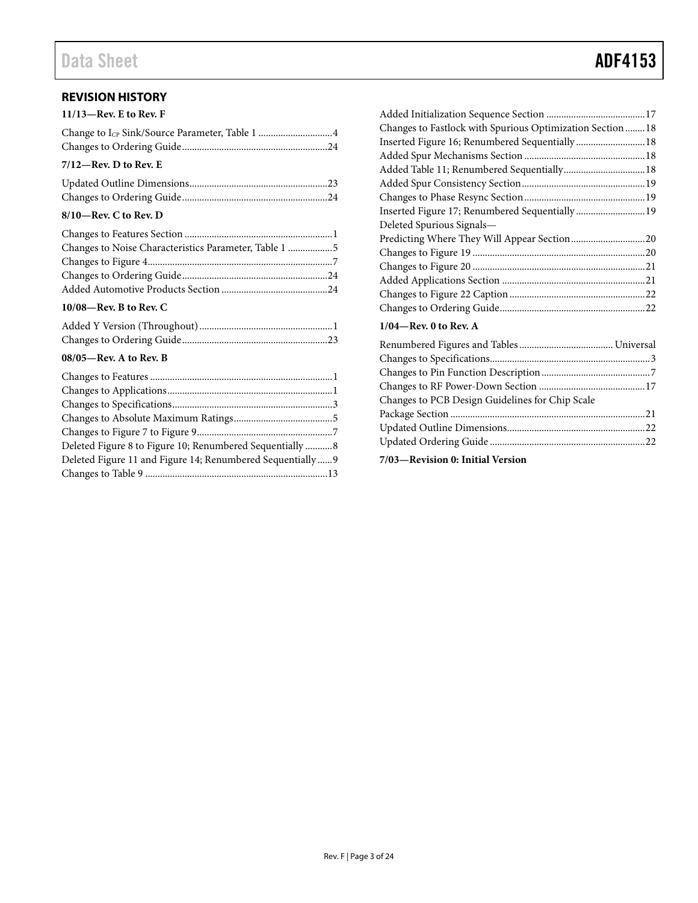## REVISION HISTORY

**11/13—Rev. E to Rev. F**

Change to $I_{CP}$ Sink/Source Parameter, Table 1 .............................4
Changes to Ordering Guide..........................................................24

**7/12—Rev. D to Rev. E**

Updated Outline Dimensions.......................................................23
Changes to Ordering Guide..........................................................24

**8/10—Rev. C to Rev. D**

Changes to Features Section ...........................................................1
Changes to Noise Characteristics Parameter, Table 1 ..................5
Changes to Figure 4..........................................................................7
Changes to Ordering Guide..........................................................24
Added Automotive Products Section ..........................................24

**10/08—Rev. B to Rev. C**

Added Y Version (Throughout).....................................................1
Changes to Ordering Guide..........................................................23

**08/05—Rev. A to Rev. B**

Changes to Features .........................................................................1
Changes to Applications..................................................................1
Changes to Specifications................................................................3
Changes to Absolute Maximum Ratings.......................................5
Changes to Figure 7 to Figure 9......................................................7
Deleted Figure 8 to Figure 10; Renumbered Sequentially ...........8
Deleted Figure 11 and Figure 14; Renumbered Sequentially ......9
Changes to Table 9 .........................................................................13
Added Initialization Sequence Section ........................................17
Changes to Fastlock with Spurious Optimization Section ........18
Inserted Figure 16; Renumbered Sequentially ............................18
Added Spur Mechanisms Section ................................................18
Added Table 11; Renumbered Sequentially.................................18
Added Spur Consistency Section.................................................19
Changes to Phase Resync Section.................................................19
Inserted Figure 17; Renumbered Sequentially ............................19
Deleted Spurious Signals—
Predicting Where They Will Appear Section..............................20
Changes to Figure 19 .....................................................................20
Changes to Figure 20 .....................................................................21
Added Applications Section .........................................................21
Changes to Figure 22 Caption ......................................................22
Changes to Ordering Guide..........................................................22

**1/04—Rev. 0 to Rev. A**

Renumbered Figures and Tables..................................... Universal
Changes to Specifications................................................................3
Changes to Pin Function Description ...........................................7
Changes to RF Power-Down Section ..........................................17
Changes to PCB Design Guidelines for Chip Scale
Package Section .............................................................................21
Updated Outline Dimensions........................................................22
Updated Ordering Guide ..............................................................22

**7/03—Revision 0: Initial Version**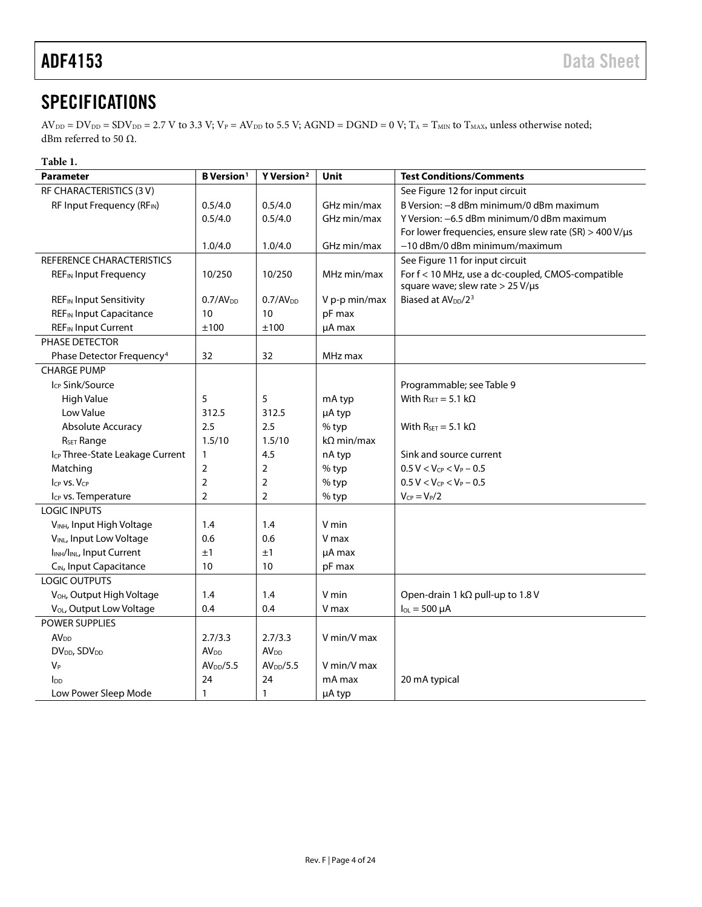## SPECIFICATIONS

$AV_{DD} = DV_{DD} = SDV_{DD} = 2.7$ V to 3.3 V; $V_P = AV_{DD}$ to 5.5 V; AGND = DGND = 0 V; $T_A = T_{MIN}$ to $T_{MAX}$, unless otherwise noted; dBm referred to 50 Ω.

**Table 1.**

| Parameter | B Version[1] | Y Version[2] | Unit | Test Conditions/Comments |
|---|---|---|---|---|
| RF CHARACTERISTICS (3 V) | | | | See Figure 12 for input circuit |
| RF Input Frequency ($RF_{IN}$) | 0.5/4.0 | 0.5/4.0 | GHz min/max | B Version: −8 dBm minimum/0 dBm maximum |
| | 0.5/4.0 | 0.5/4.0 | GHz min/max | Y Version: −6.5 dBm minimum/0 dBm maximum |
| | | | | For lower frequencies, ensure slew rate (SR) > 400 V/μs |
| | 1.0/4.0 | 1.0/4.0 | GHz min/max | −10 dBm/0 dBm minimum/maximum |
| REFERENCE CHARACTERISTICS | | | | See Figure 11 for input circuit |
| $REF_{IN}$ Input Frequency | 10/250 | 10/250 | MHz min/max | For f < 10 MHz, use a dc-coupled, CMOS-compatible square wave; slew rate > 25 V/μs |
| $REF_{IN}$ Input Sensitivity | 0.7/$AV_{DD}$ | 0.7/$AV_{DD}$ | V p-p min/max | Biased at $AV_{DD}/2$[3] |
| $REF_{IN}$ Input Capacitance | 10 | 10 | pF max | |
| $REF_{IN}$ Input Current | ±100 | ±100 | μA max | |
| PHASE DETECTOR | | | | |
| Phase Detector Frequency[4] | 32 | 32 | MHz max | |
| CHARGE PUMP | | | | |
| $I_{CP}$ Sink/Source | | | | Programmable; see Table 9 |
| High Value | 5 | 5 | mA typ | With $R_{SET} = 5.1$ kΩ |
| Low Value | 312.5 | 312.5 | μA typ | |
| Absolute Accuracy | 2.5 | 2.5 | % typ | With $R_{SET} = 5.1$ kΩ |
| $R_{SET}$ Range | 1.5/10 | 1.5/10 | kΩ min/max | |
| $I_{CP}$ Three-State Leakage Current | 1 | 4.5 | nA typ | Sink and source current |
| Matching | 2 | 2 | % typ | $0.5 V < V_{CP} < V_P - 0.5$ |
| $I_{CP}$ vs. $V_{CP}$ | 2 | 2 | % typ | $0.5 V < V_{CP} < V_P - 0.5$ |
| $I_{CP}$ vs. Temperature | 2 | 2 | % typ | $V_{CP} = V_P/2$ |
| LOGIC INPUTS | | | | |
| $V_{INH}$, Input High Voltage | 1.4 | 1.4 | V min | |
| $V_{INL}$, Input Low Voltage | 0.6 | 0.6 | V max | |
| $I_{INH}/I_{INL}$, Input Current | ±1 | ±1 | μA max | |
| $C_{IN}$, Input Capacitance | 10 | 10 | pF max | |
| LOGIC OUTPUTS | | | | |
| $V_{OH}$, Output High Voltage | 1.4 | 1.4 | V min | Open-drain 1 kΩ pull-up to 1.8 V |
| $V_{OL}$, Output Low Voltage | 0.4 | 0.4 | V max | $I_{OL} = 500$ μA |
| POWER SUPPLIES | | | | |
| $AV_{DD}$ | 2.7/3.3 | 2.7/3.3 | V min/V max | |
| $DV_{DD}$, $SDV_{DD}$ | $AV_{DD}$ | $AV_{DD}$ | | |
| $V_P$ | $AV_{DD}$/5.5 | $AV_{DD}$/5.5 | V min/V max | |
| $I_{DD}$ | 24 | 24 | mA max | 20 mA typical |
| Low Power Sleep Mode | 1 | 1 | μA typ | |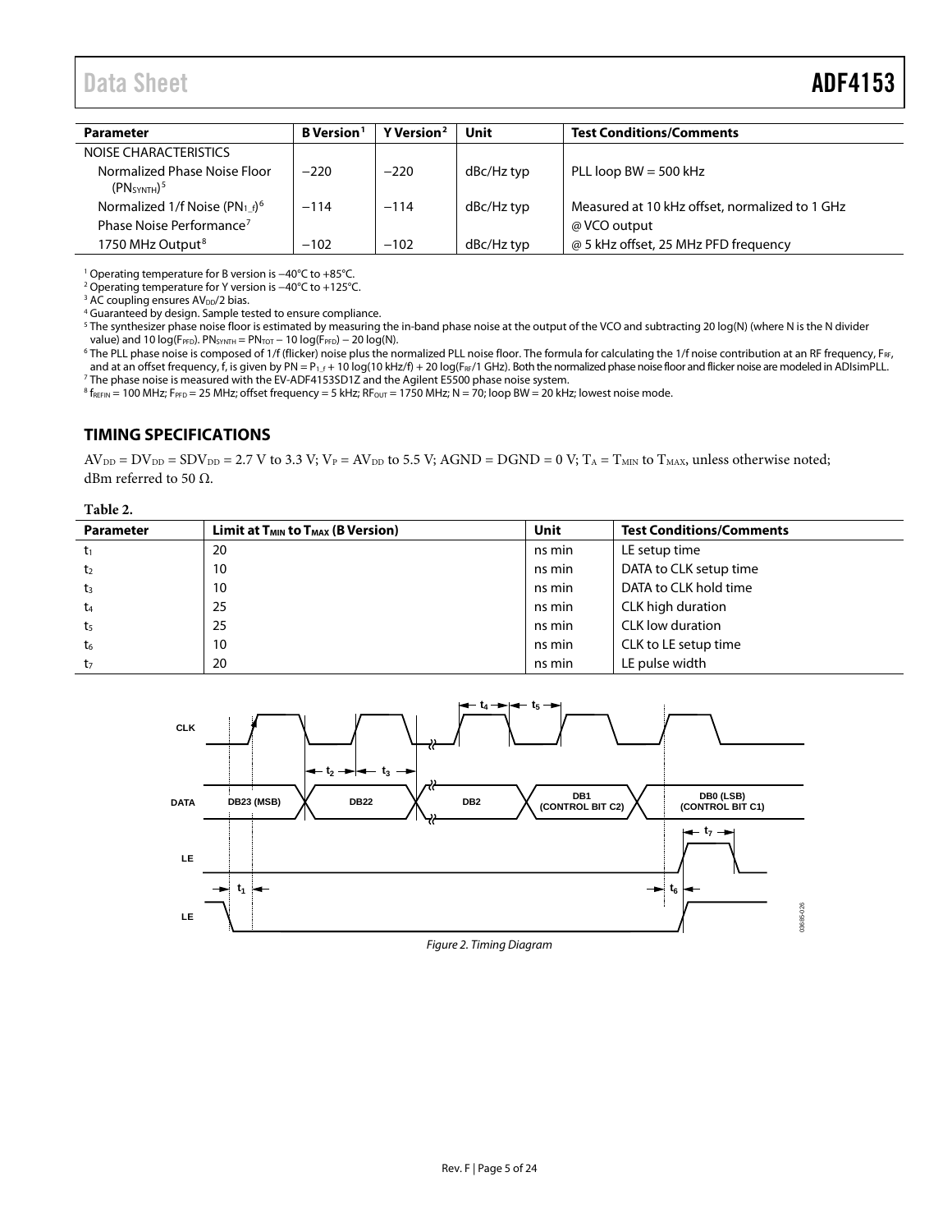| Parameter | B Version[1] | Y Version[2] | Unit | Test Conditions/Comments |
|---|---|---|---|---|
| NOISE CHARACTERISTICS | | | | |
| Normalized Phase Noise Floor ($PN_{SYNTH}$)[5] | −220 | −220 | dBc/Hz typ | PLL loop BW = 500 kHz |
| Normalized 1/f Noise ($PN_{1\_f}$)[6] | −114 | −114 | dBc/Hz typ | Measured at 10 kHz offset, normalized to 1 GHz |
| Phase Noise Performance[7] | | | | @ VCO output |
| 1750 MHz Output[8] | −102 | −102 | dBc/Hz typ | @ 5 kHz offset, 25 MHz PFD frequency |

[1] Operating temperature for B version is −40°C to +85°C.
[2] Operating temperature for Y version is −40°C to +125°C.
[3] AC coupling ensures $AV_{DD}/2$ bias.
[4] Guaranteed by design. Sample tested to ensure compliance.
[5] The synthesizer phase noise floor is estimated by measuring the in-band phase noise at the output of the VCO and subtracting 20 log(N) (where N is the N divider value) and 10 log($F_{PFD}$). $PN_{SYNTH} = PN_{TOT} - 10 \log(F_{PFD}) - 20 \log(N)$.
[6] The PLL phase noise is composed of 1/f (flicker) noise plus the normalized PLL noise floor. The formula for calculating the 1/f noise contribution at an RF frequency, $F_{RF}$, and at an offset frequency, f, is given by $PN = P_{1\_f} + 10 \log(10 \text{ kHz}/f) + 20 \log(F_{RF}/1 \text{ GHz})$. Both the normalized phase noise floor and flicker noise are modeled in ADIsimPLL.
[7] The phase noise is measured with the EV-ADF4153SD1Z and the Agilent E5500 phase noise system.
[8] $f_{REFIN}$ = 100 MHz; $F_{PFD}$ = 25 MHz; offset frequency = 5 kHz; $RF_{OUT}$ = 1750 MHz; N = 70; loop BW = 20 kHz; lowest noise mode.

## TIMING SPECIFICATIONS

$AV_{DD} = DV_{DD} = SDV_{DD}$ = 2.7 V to 3.3 V; $V_P = AV_{DD}$ to 5.5 V; AGND = DGND = 0 V; $T_A = T_{MIN}$ to $T_{MAX}$, unless otherwise noted; dBm referred to 50 Ω.

**Table 2.**

| Parameter | Limit at $T_{MIN}$ to $T_{MAX}$ (B Version) | Unit | Test Conditions/Comments |
|---|---|---|---|
| $t_1$ | 20 | ns min | LE setup time |
| $t_2$ | 10 | ns min | DATA to CLK setup time |
| $t_3$ | 10 | ns min | DATA to CLK hold time |
| $t_4$ | 25 | ns min | CLK high duration |
| $t_5$ | 25 | ns min | CLK low duration |
| $t_6$ | 10 | ns min | CLK to LE setup time |
| $t_7$ | 20 | ns min | LE pulse width |

*Figure 2. Timing Diagram*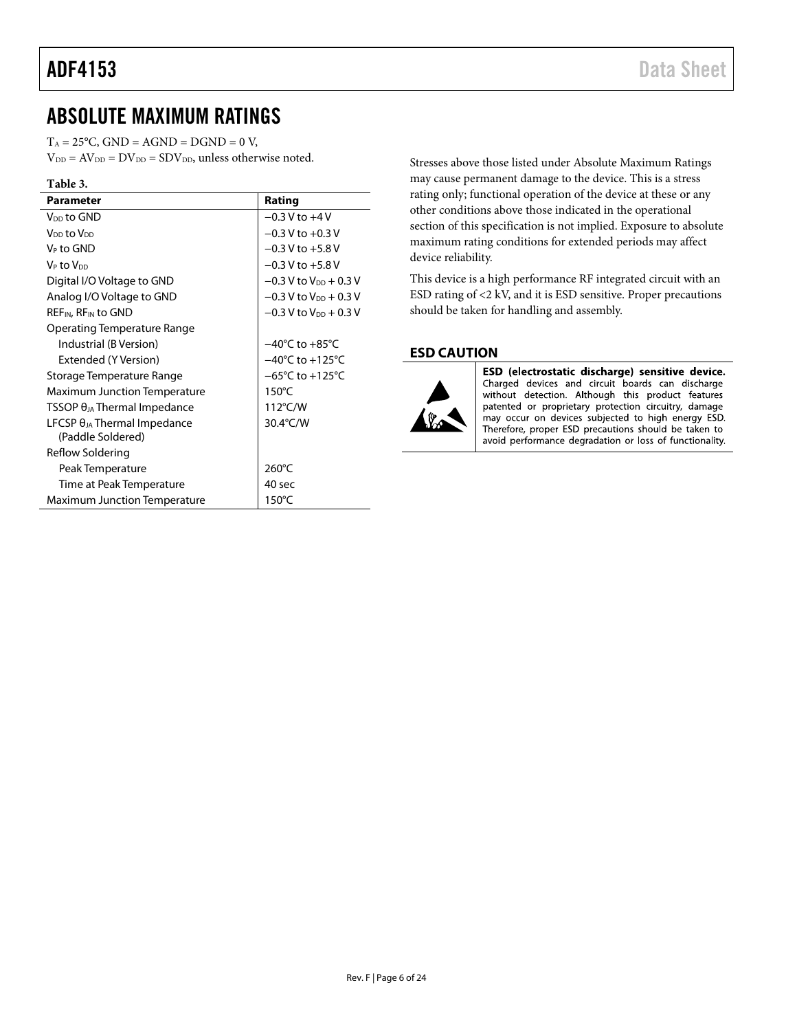# ABSOLUTE MAXIMUM RATINGS

$T_A$ = 25°C, GND = AGND = DGND = 0 V,
$V_{DD}$ = $AV_{DD}$ = $DV_{DD}$ = $SDV_{DD}$, unless otherwise noted.

**Table 3.**

| Parameter | Rating |
|---|---|
| $V_{DD}$ to GND | −0.3 V to +4 V |
| $V_{DD}$ to $V_{DD}$ | −0.3 V to +0.3 V |
| $V_P$ to GND | −0.3 V to +5.8 V |
| $V_P$ to $V_{DD}$ | −0.3 V to +5.8 V |
| Digital I/O Voltage to GND | −0.3 V to $V_{DD}$ + 0.3 V |
| Analog I/O Voltage to GND | −0.3 V to $V_{DD}$ + 0.3 V |
| $REF_{IN}$, $RF_{IN}$ to GND | −0.3 V to $V_{DD}$ + 0.3 V |
| Operating Temperature Range | |
| Industrial (B Version) | −40°C to +85°C |
| Extended (Y Version) | −40°C to +125°C |
| Storage Temperature Range | −65°C to +125°C |
| Maximum Junction Temperature | 150°C |
| TSSOP $\theta_{JA}$ Thermal Impedance | 112°C/W |
| LFCSP $\theta_{JA}$ Thermal Impedance (Paddle Soldered) | 30.4°C/W |
| Reflow Soldering | |
| Peak Temperature | 260°C |
| Time at Peak Temperature | 40 sec |
| Maximum Junction Temperature | 150°C |

Stresses above those listed under Absolute Maximum Ratings may cause permanent damage to the device. This is a stress rating only; functional operation of the device at these or any other conditions above those indicated in the operational section of this specification is not implied. Exposure to absolute maximum rating conditions for extended periods may affect device reliability.

This device is a high performance RF integrated circuit with an ESD rating of <2 kV, and it is ESD sensitive. Proper precautions should be taken for handling and assembly.

## ESD CAUTION

**ESD (electrostatic discharge) sensitive device.** Charged devices and circuit boards can discharge without detection. Although this product features patented or proprietary protection circuitry, damage may occur on devices subjected to high energy ESD. Therefore, proper ESD precautions should be taken to avoid performance degradation or loss of functionality.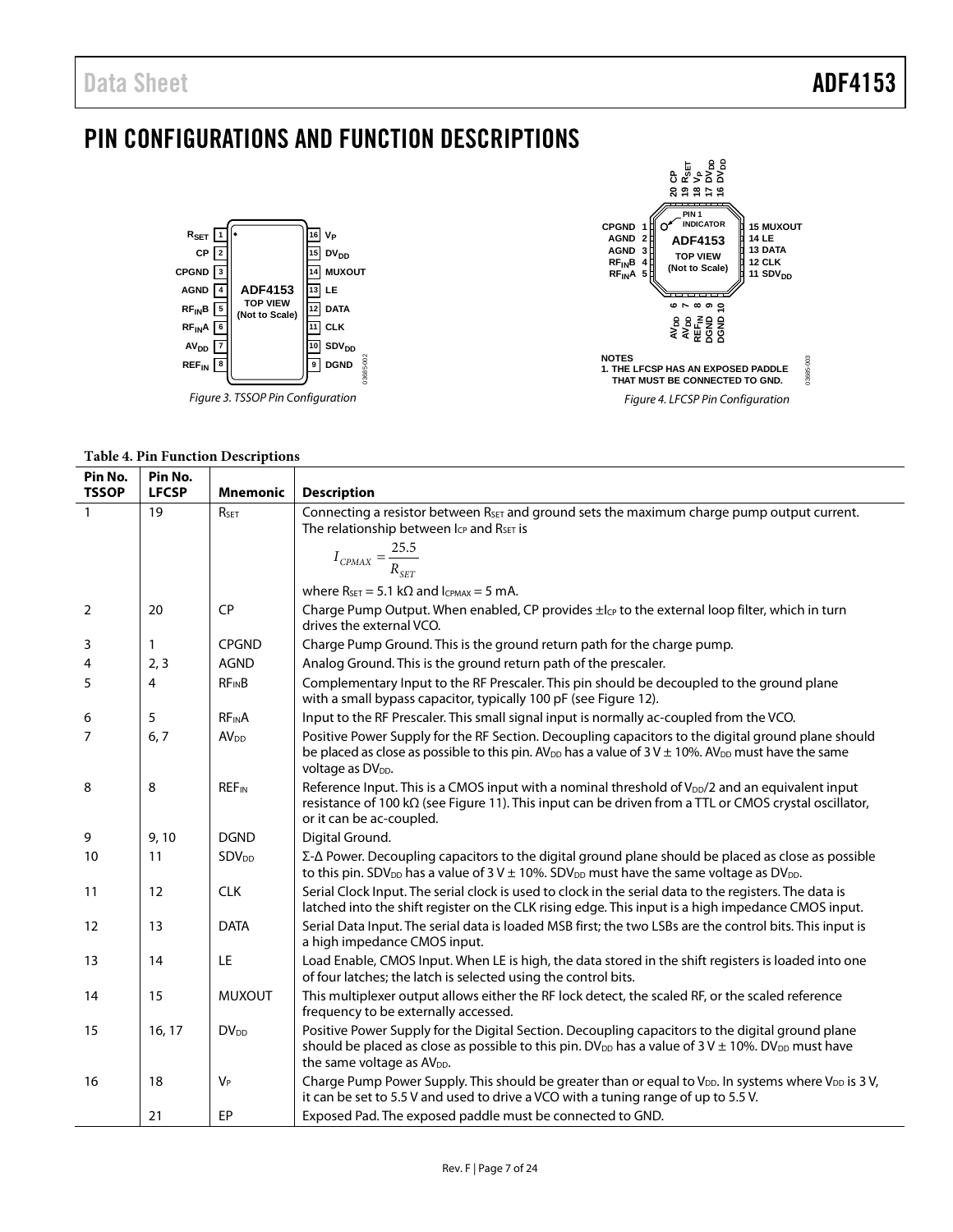# PIN CONFIGURATIONS AND FUNCTION DESCRIPTIONS

Figure 3. TSSOP Pin Configuration

Figure 4. LFCSP Pin Configuration

NOTES
1. THE LFCSP HAS AN EXPOSED PADDLE THAT MUST BE CONNECTED TO GND.

**Table 4. Pin Function Descriptions**

| Pin No. TSSOP | Pin No. LFCSP | Mnemonic | Description |
|---|---|---|---|
| 1 | 19 | $R_{SET}$ | Connecting a resistor between $R_{SET}$ and ground sets the maximum charge pump output current. The relationship between $I_{CP}$ and $R_{SET}$ is $I_{CPMAX} = \frac{25.5}{R_{SET}}$ where $R_{SET}$ = 5.1 kΩ and $I_{CPMAX}$ = 5 mA. |
| 2 | 20 | CP | Charge Pump Output. When enabled, CP provides $\pm I_{CP}$ to the external loop filter, which in turn drives the external VCO. |
| 3 | 1 | CPGND | Charge Pump Ground. This is the ground return path for the charge pump. |
| 4 | 2, 3 | AGND | Analog Ground. This is the ground return path of the prescaler. |
| 5 | 4 | $RF_{IN}B$ | Complementary Input to the RF Prescaler. This pin should be decoupled to the ground plane with a small bypass capacitor, typically 100 pF (see Figure 12). |
| 6 | 5 | $RF_{IN}A$ | Input to the RF Prescaler. This small signal input is normally ac-coupled from the VCO. |
| 7 | 6, 7 | $AV_{DD}$ | Positive Power Supply for the RF Section. Decoupling capacitors to the digital ground plane should be placed as close as possible to this pin. $AV_{DD}$ has a value of 3 V ± 10%. $AV_{DD}$ must have the same voltage as $DV_{DD}$. |
| 8 | 8 | $REF_{IN}$ | Reference Input. This is a CMOS input with a nominal threshold of $V_{DD}/2$ and an equivalent input resistance of 100 kΩ (see Figure 11). This input can be driven from a TTL or CMOS crystal oscillator, or it can be ac-coupled. |
| 9 | 9, 10 | DGND | Digital Ground. |
| 10 | 11 | $SDV_{DD}$ | Σ-Δ Power. Decoupling capacitors to the digital ground plane should be placed as close as possible to this pin. $SDV_{DD}$ has a value of 3 V ± 10%. $SDV_{DD}$ must have the same voltage as $DV_{DD}$. |
| 11 | 12 | CLK | Serial Clock Input. The serial clock is used to clock in the serial data to the registers. The data is latched into the shift register on the CLK rising edge. This input is a high impedance CMOS input. |
| 12 | 13 | DATA | Serial Data Input. The serial data is loaded MSB first; the two LSBs are the control bits. This input is a high impedance CMOS input. |
| 13 | 14 | LE | Load Enable, CMOS Input. When LE is high, the data stored in the shift registers is loaded into one of four latches; the latch is selected using the control bits. |
| 14 | 15 | MUXOUT | This multiplexer output allows either the RF lock detect, the scaled RF, or the scaled reference frequency to be externally accessed. |
| 15 | 16, 17 | $DV_{DD}$ | Positive Power Supply for the Digital Section. Decoupling capacitors to the digital ground plane should be placed as close as possible to this pin. $DV_{DD}$ has a value of 3 V ± 10%. $DV_{DD}$ must have the same voltage as $AV_{DD}$. |
| 16 | 18 | $V_P$ | Charge Pump Power Supply. This should be greater than or equal to $V_{DD}$. In systems where $V_{DD}$ is 3 V, it can be set to 5.5 V and used to drive a VCO with a tuning range of up to 5.5 V. |
| | 21 | EP | Exposed Pad. The exposed paddle must be connected to GND. |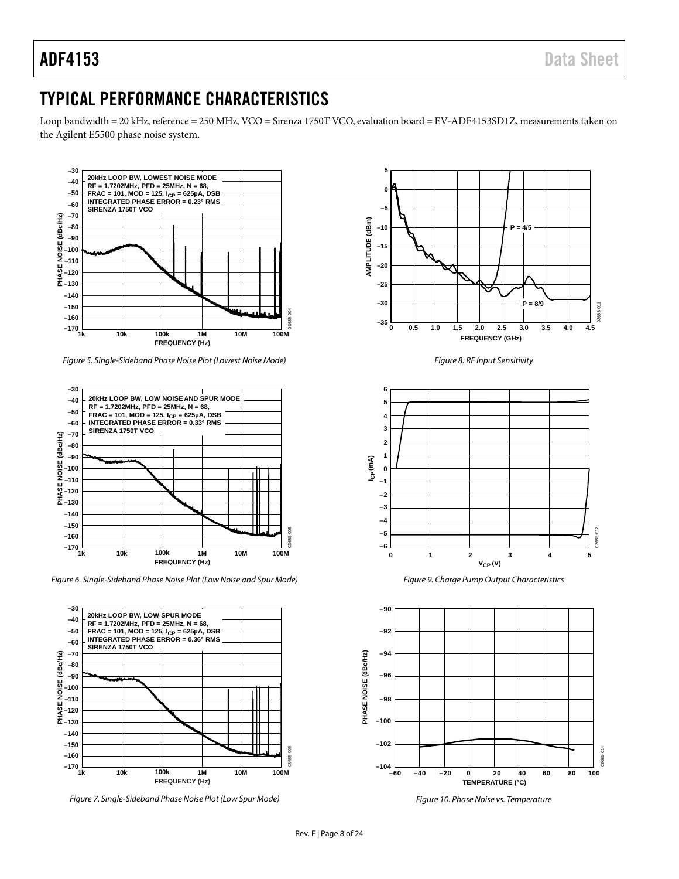# TYPICAL PERFORMANCE CHARACTERISTICS

Loop bandwidth = 20 kHz, reference = 250 MHz, VCO = Sirenza 1750T VCO, evaluation board = EV-ADF4153SD1Z, measurements taken on the Agilent E5500 phase noise system.

*Figure 5. Single-Sideband Phase Noise Plot (Lowest Noise Mode)*

*Figure 6. Single-Sideband Phase Noise Plot (Low Noise and Spur Mode)*

*Figure 7. Single-Sideband Phase Noise Plot (Low Spur Mode)*

*Figure 8. RF Input Sensitivity*

*Figure 9. Charge Pump Output Characteristics*

*Figure 10. Phase Noise vs. Temperature*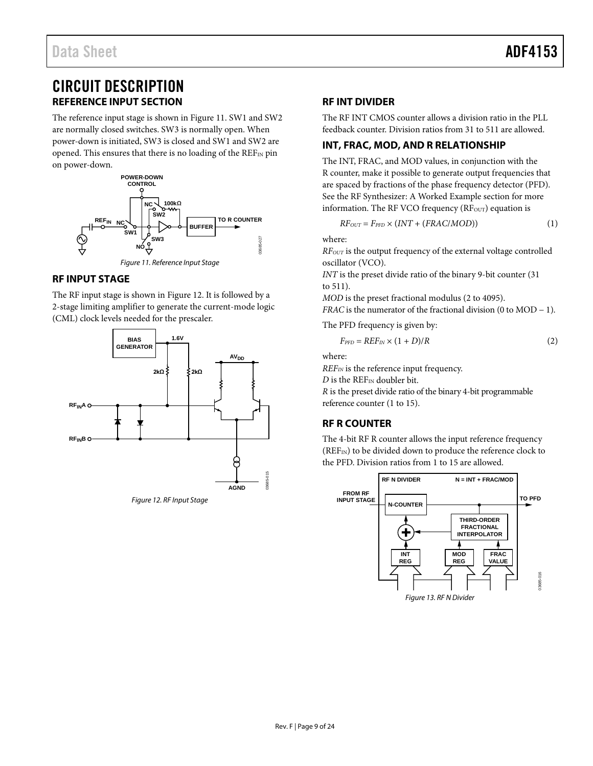# CIRCUIT DESCRIPTION

## REFERENCE INPUT SECTION

The reference input stage is shown in Figure 11. SW1 and SW2 are normally closed switches. SW3 is normally open. When power-down is initiated, SW3 is closed and SW1 and SW2 are opened. This ensures that there is no loading of the $REF_{IN}$ pin on power-down.

Figure 11. Reference Input Stage

## RF INPUT STAGE

The RF input stage is shown in Figure 12. It is followed by a 2-stage limiting amplifier to generate the current-mode logic (CML) clock levels needed for the prescaler.

Figure 12. RF Input Stage

## RF INT DIVIDER

The RF INT CMOS counter allows a division ratio in the PLL feedback counter. Division ratios from 31 to 511 are allowed.

## INT, FRAC, MOD, AND R RELATIONSHIP

The INT, FRAC, and MOD values, in conjunction with the R counter, make it possible to generate output frequencies that are spaced by fractions of the phase frequency detector (PFD). See the RF Synthesizer: A Worked Example section for more information. The RF VCO frequency ($RF_{OUT}$) equation is

$$RF_{OUT} = F_{PFD} \times (INT + (FRAC/MOD)) \quad (1)$$

where:
$RF_{OUT}$ is the output frequency of the external voltage controlled oscillator (VCO).
*INT* is the preset divide ratio of the binary 9-bit counter (31 to 511).
*MOD* is the preset fractional modulus (2 to 4095).
*FRAC* is the numerator of the fractional division (0 to MOD − 1).

The PFD frequency is given by:

$$F_{PFD} = REF_{IN} \times (1 + D)/R \quad (2)$$

where:
$REF_{IN}$ is the reference input frequency.
*D* is the $REF_{IN}$ doubler bit.
*R* is the preset divide ratio of the binary 4-bit programmable reference counter (1 to 15).

## RF R COUNTER

The 4-bit RF R counter allows the input reference frequency ($REF_{IN}$) to be divided down to produce the reference clock to the PFD. Division ratios from 1 to 15 are allowed.

Figure 13. RF N Divider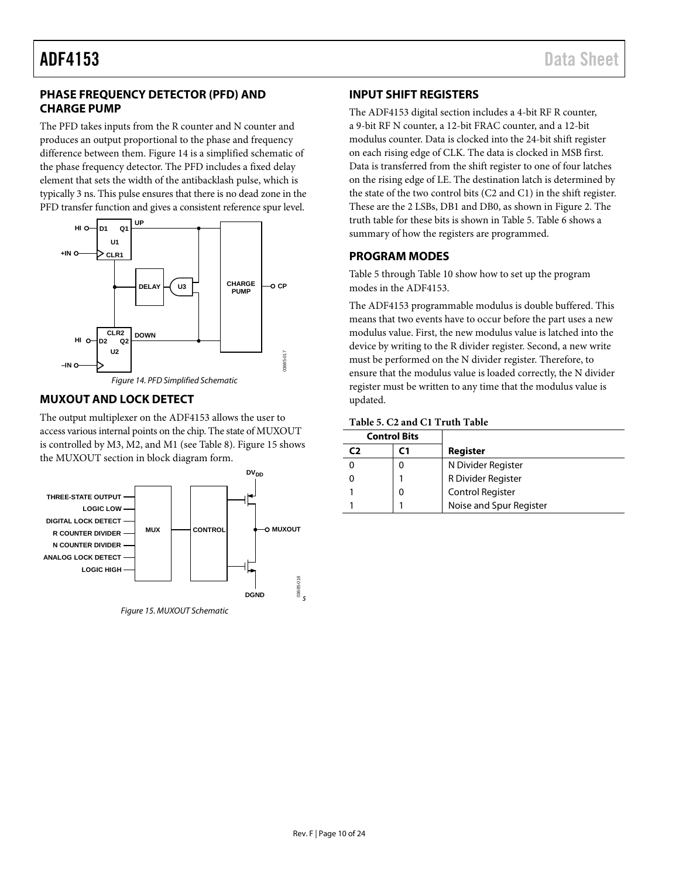## PHASE FREQUENCY DETECTOR (PFD) AND CHARGE PUMP

The PFD takes inputs from the R counter and N counter and produces an output proportional to the phase and frequency difference between them. Figure 14 is a simplified schematic of the phase frequency detector. The PFD includes a fixed delay element that sets the width of the antibacklash pulse, which is typically 3 ns. This pulse ensures that there is no dead zone in the PFD transfer function and gives a consistent reference spur level.

Figure 14. PFD Simplified Schematic

## MUXOUT AND LOCK DETECT

The output multiplexer on the ADF4153 allows the user to access various internal points on the chip. The state of MUXOUT is controlled by M3, M2, and M1 (see Table 8). Figure 15 shows the MUXOUT section in block diagram form.

Figure 15. MUXOUT Schematic

## INPUT SHIFT REGISTERS

The ADF4153 digital section includes a 4-bit RF R counter, a 9-bit RF N counter, a 12-bit FRAC counter, and a 12-bit modulus counter. Data is clocked into the 24-bit shift register on each rising edge of CLK. The data is clocked in MSB first. Data is transferred from the shift register to one of four latches on the rising edge of LE. The destination latch is determined by the state of the two control bits (C2 and C1) in the shift register. These are the 2 LSBs, DB1 and DB0, as shown in Figure 2. The truth table for these bits is shown in Table 5. Table 6 shows a summary of how the registers are programmed.

## PROGRAM MODES

Table 5 through Table 10 show how to set up the program modes in the ADF4153.

The ADF4153 programmable modulus is double buffered. This means that two events have to occur before the part uses a new modulus value. First, the new modulus value is latched into the device by writing to the R divider register. Second, a new write must be performed on the N divider register. Therefore, to ensure that the modulus value is loaded correctly, the N divider register must be written to any time that the modulus value is updated.

**Table 5. C2 and C1 Truth Table**

| Control Bits | | |
|---|---|---|
| **C2** | **C1** | **Register** |
| 0 | 0 | N Divider Register |
| 0 | 1 | R Divider Register |
| 1 | 0 | Control Register |
| 1 | 1 | Noise and Spur Register |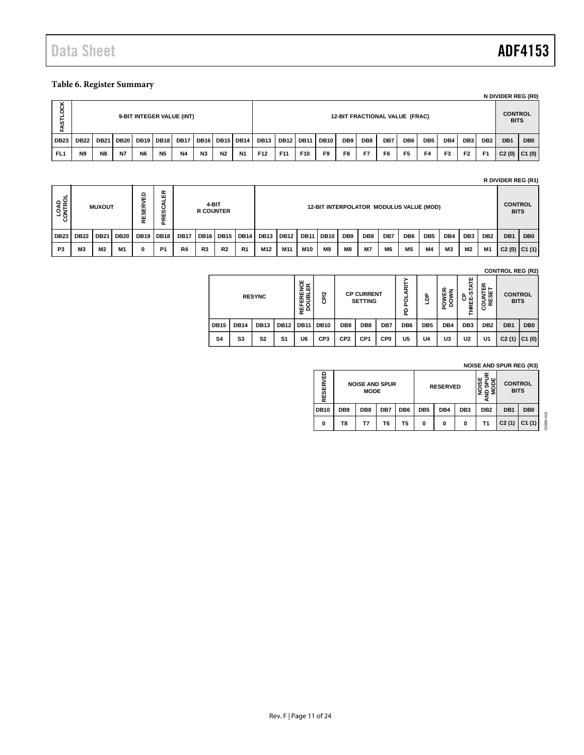### Table 6. Register Summary

**N DIVIDER REG (R0)**

| FASTLOCK | 9-BIT INTEGER VALUE (INT) | | | | | | | | | 12-BIT FRACTIONAL VALUE (FRAC) | | | | | | | | | | | | CONTROL BITS | |
|---|---|---|---|---|---|---|---|---|---|---|---|---|---|---|---|---|---|---|---|---|---|---|---|
| DB23 | DB22 | DB21 | DB20 | DB19 | DB18 | DB17 | DB16 | DB15 | DB14 | DB13 | DB12 | DB11 | DB10 | DB9 | DB8 | DB7 | DB6 | DB5 | DB4 | DB3 | DB2 | DB1 | DB0 |
| FL1 | N9 | N8 | N7 | N6 | N5 | N4 | N3 | N2 | N1 | F12 | F11 | F10 | F9 | F8 | F7 | F6 | F5 | F4 | F3 | F2 | F1 | C2 (0) | C1 (0) |

**R DIVIDER REG (R1)**

| LOAD CONTROL | MUXOUT | | | RESERVED | PRESCALER | 4-BIT R COUNTER | | | | 12-BIT INTERPOLATOR MODULUS VALUE (MOD) | | | | | | | | | | | | CONTROL BITS | |
|---|---|---|---|---|---|---|---|---|---|---|---|---|---|---|---|---|---|---|---|---|---|---|---|
| DB23 | DB22 | DB21 | DB20 | DB19 | DB18 | DB17 | DB16 | DB15 | DB14 | DB13 | DB12 | DB11 | DB10 | DB9 | DB8 | DB7 | DB6 | DB5 | DB4 | DB3 | DB2 | DB1 | DB0 |
| P3 | M3 | M2 | M1 | 0 | P1 | R4 | R3 | R2 | R1 | M12 | M11 | M10 | M9 | M8 | M7 | M6 | M5 | M4 | M3 | M2 | M1 | C2 (0) | C1 (1) |

**CONTROL REG (R2)**

| RESYNC | | | | REFERENCE DOUBLER | CP/2 | CP CURRENT SETTING | | | PD POLARITY | LDP | POWER-DOWN | CP THREE-STATE | COUNTER RESET | CONTROL BITS | |
|---|---|---|---|---|---|---|---|---|---|---|---|---|---|---|---|
| DB15 | DB14 | DB13 | DB12 | DB11 | DB10 | DB9 | DB8 | DB7 | DB6 | DB5 | DB4 | DB3 | DB2 | DB1 | DB0 |
| S4 | S3 | S2 | S1 | U6 | CP3 | CP2 | CP1 | CP0 | U5 | U4 | U3 | U2 | U1 | C2 (1) | C1 (0) |

**NOISE AND SPUR REG (R3)**

| RESERVED | NOISE AND SPUR MODE | | | | RESERVED | | | NOISE AND SPUR MODE | CONTROL BITS | |
|---|---|---|---|---|---|---|---|---|---|---|
| DB10 | DB9 | DB8 | DB7 | DB6 | DB5 | DB4 | DB3 | DB2 | DB1 | DB0 |
| 0 | T8 | T7 | T6 | T5 | 0 | 0 | 0 | T1 | C2 (1) | C1 (1) |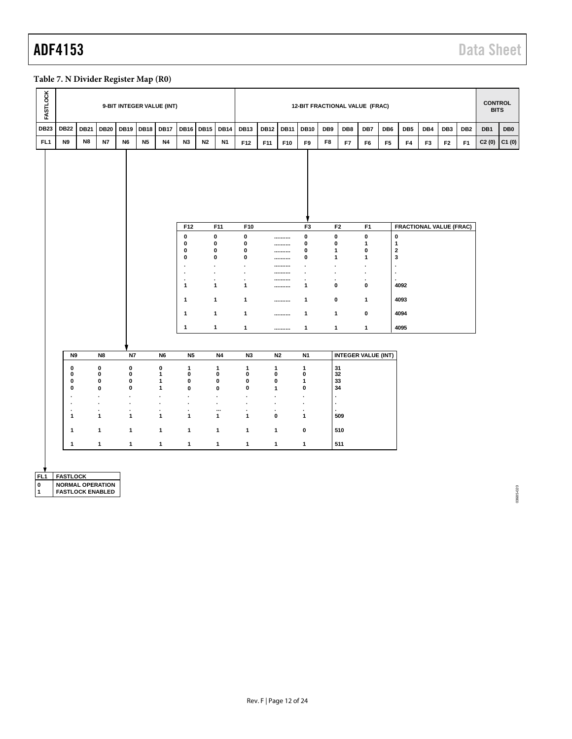**Table 7. N Divider Register Map (R0)**

| FASTLOCK | 9-BIT INTEGER VALUE (INT) | | | | | | | | | 12-BIT FRACTIONAL VALUE (FRAC) | | | | | | | | | | | | CONTROL BITS | |
|---|---|---|---|---|---|---|---|---|---|---|---|---|---|---|---|---|---|---|---|---|---|---|---|
| DB23 | DB22 | DB21 | DB20 | DB19 | DB18 | DB17 | DB16 | DB15 | DB14 | DB13 | DB12 | DB11 | DB10 | DB9 | DB8 | DB7 | DB6 | DB5 | DB4 | DB3 | DB2 | DB1 | DB0 |
| FL1 | N9 | N8 | N7 | N6 | N5 | N4 | N3 | N2 | N1 | F12 | F11 | F10 | F9 | F8 | F7 | F6 | F5 | F4 | F3 | F2 | F1 | C2 (0) | C1 (0) |

| F12 | F11 | F10 | .......... | F3 | F2 | F1 | FRACTIONAL VALUE (FRAC) |
|---|---|---|---|---|---|---|---|
| 0 | 0 | 0 | .......... | 0 | 0 | 0 | 0 |
| 0 | 0 | 0 | .......... | 0 | 0 | 1 | 1 |
| 0 | 0 | 0 | .......... | 0 | 1 | 0 | 2 |
| 0 | 0 | 0 | .......... | 0 | 1 | 1 | 3 |
| . | . | . | .......... | . | . | . | . |
| . | . | . | .......... | . | . | . | . |
| . | . | . | .......... | . | . | . | . |
| 1 | 1 | 1 | .......... | 1 | 0 | 0 | 4092 |
| 1 | 1 | 1 | .......... | 1 | 0 | 1 | 4093 |
| 1 | 1 | 1 | .......... | 1 | 1 | 0 | 4094 |
| 1 | 1 | 1 | .......... | 1 | 1 | 1 | 4095 |

| N9 | N8 | N7 | N6 | N5 | N4 | N3 | N2 | N1 | INTEGER VALUE (INT) |
|---|---|---|---|---|---|---|---|---|---|
| 0 | 0 | 0 | 0 | 1 | 1 | 1 | 1 | 1 | 31 |
| 0 | 0 | 0 | 1 | 0 | 0 | 0 | 0 | 0 | 32 |
| 0 | 0 | 0 | 1 | 0 | 0 | 0 | 0 | 1 | 33 |
| 0 | 0 | 0 | 1 | 0 | 0 | 0 | 1 | 0 | 34 |
| . | . | . | . | . | . | . | . | . | . |
| . | . | . | . | . | . | . | . | . | . |
| . | . | . | . | . | ... | . | . | . | . |
| 1 | 1 | 1 | 1 | 1 | 1 | 1 | 0 | 1 | 509 |
| 1 | 1 | 1 | 1 | 1 | 1 | 1 | 1 | 0 | 510 |
| 1 | 1 | 1 | 1 | 1 | 1 | 1 | 1 | 1 | 511 |

| FL1 | FASTLOCK |
|---|---|
| 0 | NORMAL OPERATION |
| 1 | FASTLOCK ENABLED |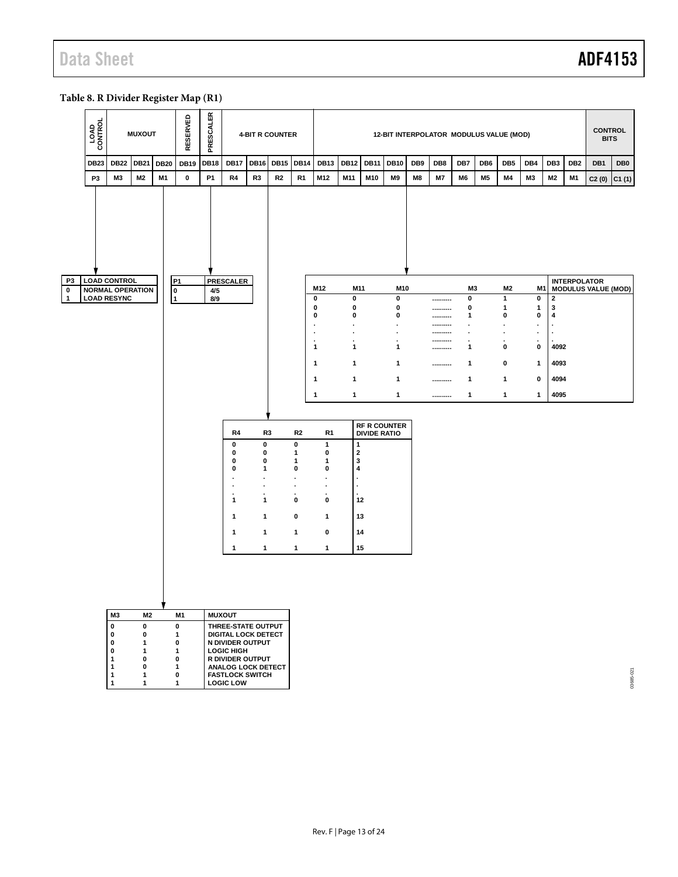### Table 8. R Divider Register Map (R1)

| LOAD CONTROL | MUXOUT | | | RESERVED | PRESCALER | 4-BIT R COUNTER | | | | 12-BIT INTERPOLATOR MODULUS VALUE (MOD) | | | | | | | | | | | | CONTROL BITS | |
|---|---|---|---|---|---|---|---|---|---|---|---|---|---|---|---|---|---|---|---|---|---|---|---|
| DB23 | DB22 | DB21 | DB20 | DB19 | DB18 | DB17 | DB16 | DB15 | DB14 | DB13 | DB12 | DB11 | DB10 | DB9 | DB8 | DB7 | DB6 | DB5 | DB4 | DB3 | DB2 | DB1 | DB0 |
| P3 | M3 | M2 | M1 | 0 | P1 | R4 | R3 | R2 | R1 | M12 | M11 | M10 | M9 | M8 | M7 | M6 | M5 | M4 | M3 | M2 | M1 | C2 (0) | C1 (1) |

| P3 | LOAD CONTROL |
|---|---|
| 0 | NORMAL OPERATION |
| 1 | LOAD RESYNC |

| P1 | PRESCALER |
|---|---|
| 0 | 4/5 |
| 1 | 8/9 |

| M12 | M11 | M10 | .......... | M3 | M2 | M1 | INTERPOLATOR MODULUS VALUE (MOD) |
|---|---|---|---|---|---|---|---|
| 0 | 0 | 0 | .......... | 0 | 1 | 0 | 2 |
| 0 | 0 | 0 | .......... | 0 | 1 | 1 | 3 |
| 0 | 0 | 0 | .......... | 1 | 0 | 0 | 4 |
| . | . | . | .......... | . | . | . | . |
| . | . | . | .......... | . | . | . | . |
| . | . | . | .......... | . | . | . | . |
| 1 | 1 | 1 | .......... | 1 | 0 | 0 | 4092 |
| 1 | 1 | 1 | .......... | 1 | 0 | 1 | 4093 |
| 1 | 1 | 1 | .......... | 1 | 1 | 0 | 4094 |
| 1 | 1 | 1 | .......... | 1 | 1 | 1 | 4095 |

| R4 | R3 | R2 | R1 | RF R COUNTER DIVIDE RATIO |
|---|---|---|---|---|
| 0 | 0 | 0 | 1 | 1 |
| 0 | 0 | 1 | 0 | 2 |
| 0 | 0 | 1 | 1 | 3 |
| 0 | 1 | 0 | 0 | 4 |
| . | . | . | . | . |
| . | . | . | . | . |
| . | . | . | . | . |
| 1 | 1 | 0 | 0 | 12 |
| 1 | 1 | 0 | 1 | 13 |
| 1 | 1 | 1 | 0 | 14 |
| 1 | 1 | 1 | 1 | 15 |

| M3 | M2 | M1 | MUXOUT |
|---|---|---|---|
| 0 | 0 | 0 | THREE-STATE OUTPUT |
| 0 | 0 | 1 | DIGITAL LOCK DETECT |
| 0 | 1 | 0 | N DIVIDER OUTPUT |
| 0 | 1 | 1 | LOGIC HIGH |
| 1 | 0 | 0 | R DIVIDER OUTPUT |
| 1 | 0 | 1 | ANALOG LOCK DETECT |
| 1 | 1 | 0 | FASTLOCK SWITCH |
| 1 | 1 | 1 | LOGIC LOW |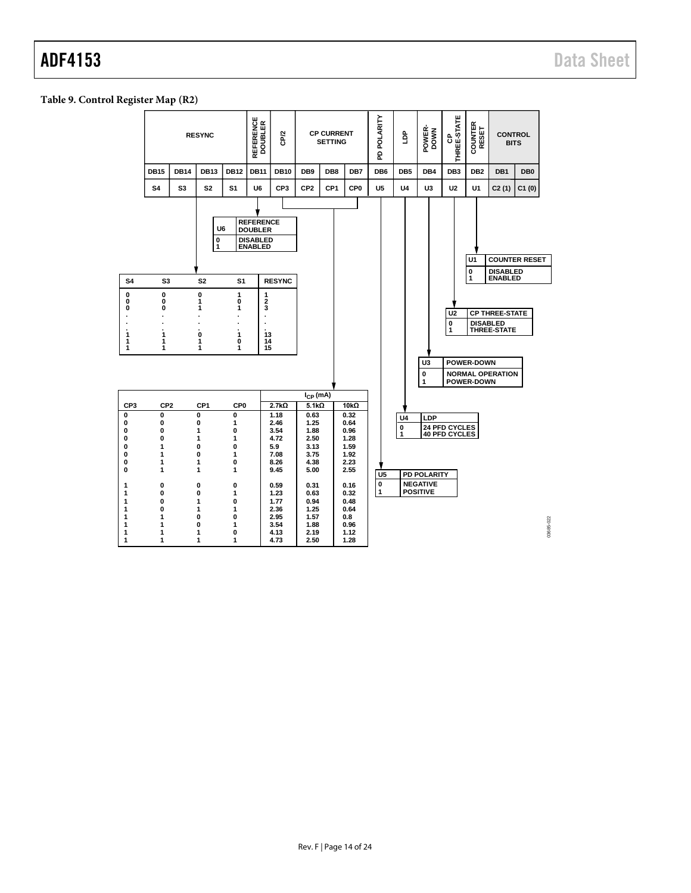### Table 9. Control Register Map (R2)

| RESYNC | | | | REFERENCE DOUBLER | CP/2 | CP CURRENT SETTING | | | PD POLARITY | LDP | POWER-DOWN | CP THREE-STATE | COUNTER RESET | CONTROL BITS | |
|---|---|---|---|---|---|---|---|---|---|---|---|---|---|---|---|
| DB15 | DB14 | DB13 | DB12 | DB11 | DB10 | DB9 | DB8 | DB7 | DB6 | DB5 | DB4 | DB3 | DB2 | DB1 | DB0 |
| S4 | S3 | S2 | S1 | U6 | CP3 | CP2 | CP1 | CP0 | U5 | U4 | U3 | U2 | U1 | C2 (1) | C1 (0) |

| U6 | REFERENCE DOUBLER |
|---|---|
| 0 | DISABLED |
| 1 | ENABLED |

| S4 | S3 | S2 | S1 | RESYNC |
|---|---|---|---|---|
| 0 | 0 | 0 | 1 | 1 |
| 0 | 0 | 1 | 0 | 2 |
| 0 | 0 | 1 | 1 | 3 |
| . | . | . | . | . |
| . | . | . | . | . |
| . | . | . | . | . |
| 1 | 1 | 0 | 1 | 13 |
| 1 | 1 | 1 | 0 | 14 |
| 1 | 1 | 1 | 1 | 15 |

| CP3 | CP2 | CP1 | CP0 | $I_{CP}$ (mA) 2.7kΩ | 5.1kΩ | 10kΩ |
|---|---|---|---|---|---|---|
| 0 | 0 | 0 | 0 | 1.18 | 0.63 | 0.32 |
| 0 | 0 | 0 | 1 | 2.46 | 1.25 | 0.64 |
| 0 | 0 | 1 | 0 | 3.54 | 1.88 | 0.96 |
| 0 | 0 | 1 | 1 | 4.72 | 2.50 | 1.28 |
| 0 | 1 | 0 | 0 | 5.9 | 3.13 | 1.59 |
| 0 | 1 | 0 | 1 | 7.08 | 3.75 | 1.92 |
| 0 | 1 | 1 | 0 | 8.26 | 4.38 | 2.23 |
| 0 | 1 | 1 | 1 | 9.45 | 5.00 | 2.55 |
| 1 | 0 | 0 | 0 | 0.59 | 0.31 | 0.16 |
| 1 | 0 | 0 | 1 | 1.23 | 0.63 | 0.32 |
| 1 | 0 | 1 | 0 | 1.77 | 0.94 | 0.48 |
| 1 | 0 | 1 | 1 | 2.36 | 1.25 | 0.64 |
| 1 | 1 | 0 | 0 | 2.95 | 1.57 | 0.8 |
| 1 | 1 | 0 | 1 | 3.54 | 1.88 | 0.96 |
| 1 | 1 | 1 | 0 | 4.13 | 2.19 | 1.12 |
| 1 | 1 | 1 | 1 | 4.73 | 2.50 | 1.28 |

| U1 | COUNTER RESET |
|---|---|
| 0 | DISABLED |
| 1 | ENABLED |

| U2 | CP THREE-STATE |
|---|---|
| 0 | DISABLED |
| 1 | THREE-STATE |

| U3 | POWER-DOWN |
|---|---|
| 0 | NORMAL OPERATION |
| 1 | POWER-DOWN |

| U4 | LDP |
|---|---|
| 0 | 24 PFD CYCLES |
| 1 | 40 PFD CYCLES |

| U5 | PD POLARITY |
|---|---|
| 0 | NEGATIVE |
| 1 | POSITIVE |

03685-022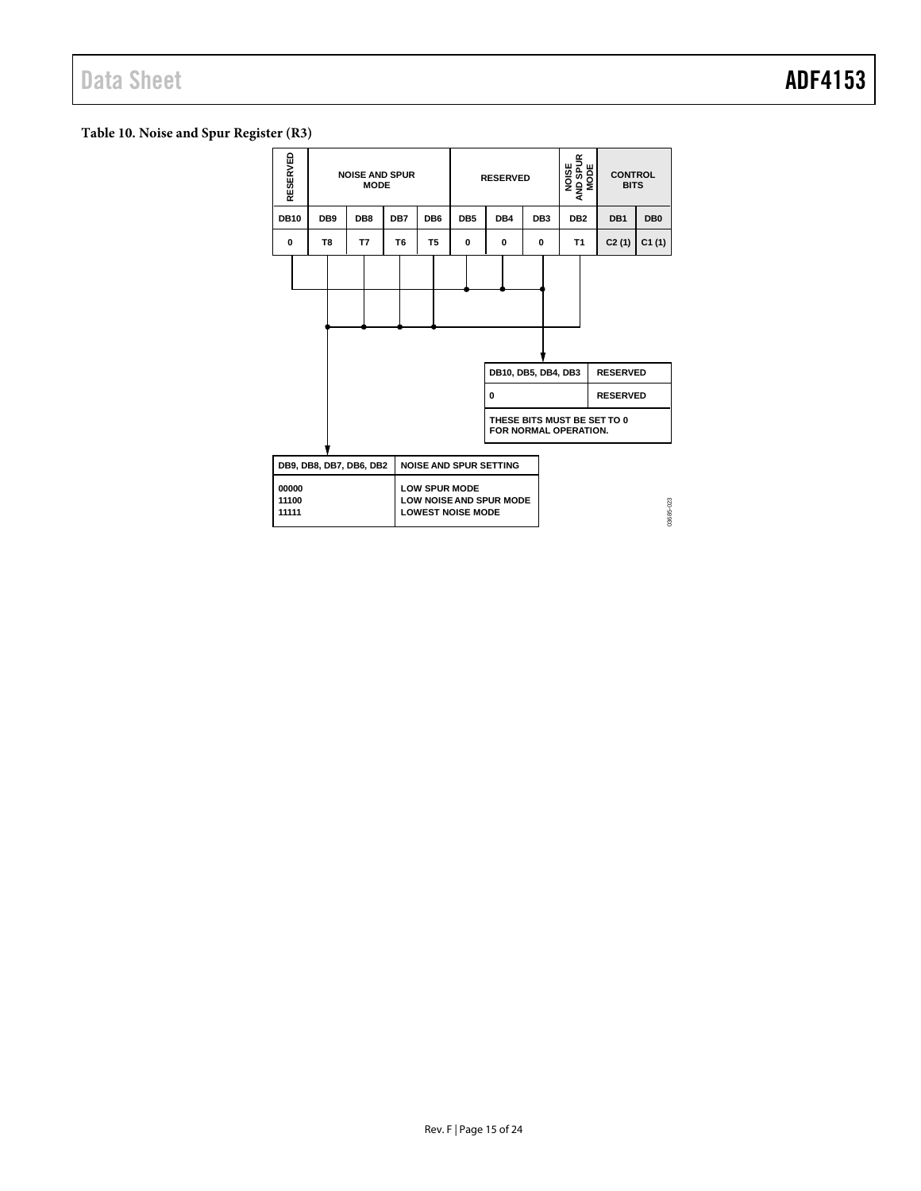**Table 10. Noise and Spur Register (R3)**

| RESERVED | NOISE AND SPUR MODE | | | | RESERVED | | | NOISE AND SPUR MODE | CONTROL BITS | |
|---|---|---|---|---|---|---|---|---|---|---|
| DB10 | DB9 | DB8 | DB7 | DB6 | DB5 | DB4 | DB3 | DB2 | DB1 | DB0 |
| 0 | T8 | T7 | T6 | T5 | 0 | 0 | 0 | T1 | C2 (1) | C1 (1) |

| DB10, DB5, DB4, DB3 | RESERVED |
|---|---|
| 0 | RESERVED |

THESE BITS MUST BE SET TO 0 FOR NORMAL OPERATION.

| DB9, DB8, DB7, DB6, DB2 | NOISE AND SPUR SETTING |
|---|---|
| 00000 | LOW SPUR MODE |
| 11100 | LOW NOISE AND SPUR MODE |
| 11111 | LOWEST NOISE MODE |

03685-023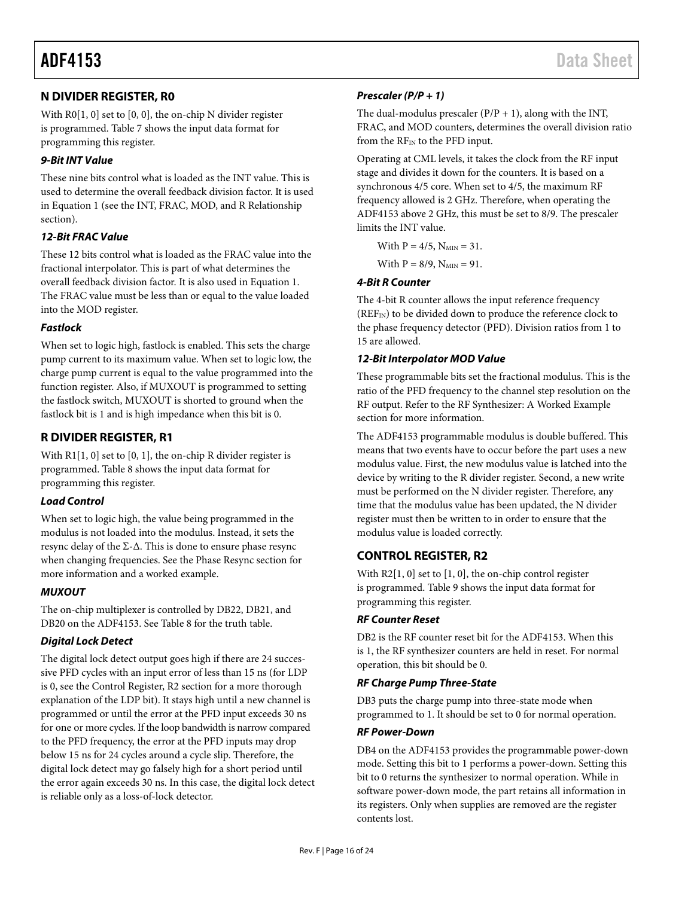## N DIVIDER REGISTER, R0

With R0[1, 0] set to [0, 0], the on-chip N divider register is programmed. Table 7 shows the input data format for programming this register.

### *9-Bit INT Value*

These nine bits control what is loaded as the INT value. This is used to determine the overall feedback division factor. It is used in Equation 1 (see the INT, FRAC, MOD, and R Relationship section).

### *12-Bit FRAC Value*

These 12 bits control what is loaded as the FRAC value into the fractional interpolator. This is part of what determines the overall feedback division factor. It is also used in Equation 1. The FRAC value must be less than or equal to the value loaded into the MOD register.

### *Fastlock*

When set to logic high, fastlock is enabled. This sets the charge pump current to its maximum value. When set to logic low, the charge pump current is equal to the value programmed into the function register. Also, if MUXOUT is programmed to setting the fastlock switch, MUXOUT is shorted to ground when the fastlock bit is 1 and is high impedance when this bit is 0.

## R DIVIDER REGISTER, R1

With R1[1, 0] set to [0, 1], the on-chip R divider register is programmed. Table 8 shows the input data format for programming this register.

### *Load Control*

When set to logic high, the value being programmed in the modulus is not loaded into the modulus. Instead, it sets the resync delay of the Σ-Δ. This is done to ensure phase resync when changing frequencies. See the Phase Resync section for more information and a worked example.

### *MUXOUT*

The on-chip multiplexer is controlled by DB22, DB21, and DB20 on the ADF4153. See Table 8 for the truth table.

### *Digital Lock Detect*

The digital lock detect output goes high if there are 24 successive PFD cycles with an input error of less than 15 ns (for LDP is 0, see the Control Register, R2 section for a more thorough explanation of the LDP bit). It stays high until a new channel is programmed or until the error at the PFD input exceeds 30 ns for one or more cycles. If the loop bandwidth is narrow compared to the PFD frequency, the error at the PFD inputs may drop below 15 ns for 24 cycles around a cycle slip. Therefore, the digital lock detect may go falsely high for a short period until the error again exceeds 30 ns. In this case, the digital lock detect is reliable only as a loss-of-lock detector.

### *Prescaler (P/P + 1)*

The dual-modulus prescaler (P/P + 1), along with the INT, FRAC, and MOD counters, determines the overall division ratio from the $RF_{IN}$ to the PFD input.

Operating at CML levels, it takes the clock from the RF input stage and divides it down for the counters. It is based on a synchronous 4/5 core. When set to 4/5, the maximum RF frequency allowed is 2 GHz. Therefore, when operating the ADF4153 above 2 GHz, this must be set to 8/9. The prescaler limits the INT value.

With P = 4/5, $N_{MIN}$ = 31.

With P = 8/9, $N_{MIN}$ = 91.

### *4-Bit R Counter*

The 4-bit R counter allows the input reference frequency ($REF_{IN}$) to be divided down to produce the reference clock to the phase frequency detector (PFD). Division ratios from 1 to 15 are allowed.

### *12-Bit Interpolator MOD Value*

These programmable bits set the fractional modulus. This is the ratio of the PFD frequency to the channel step resolution on the RF output. Refer to the RF Synthesizer: A Worked Example section for more information.

The ADF4153 programmable modulus is double buffered. This means that two events have to occur before the part uses a new modulus value. First, the new modulus value is latched into the device by writing to the R divider register. Second, a new write must be performed on the N divider register. Therefore, any time that the modulus value has been updated, the N divider register must then be written to in order to ensure that the modulus value is loaded correctly.

## CONTROL REGISTER, R2

With R2[1, 0] set to [1, 0], the on-chip control register is programmed. Table 9 shows the input data format for programming this register.

### *RF Counter Reset*

DB2 is the RF counter reset bit for the ADF4153. When this is 1, the RF synthesizer counters are held in reset. For normal operation, this bit should be 0.

### *RF Charge Pump Three-State*

DB3 puts the charge pump into three-state mode when programmed to 1. It should be set to 0 for normal operation.

### *RF Power-Down*

DB4 on the ADF4153 provides the programmable power-down mode. Setting this bit to 1 performs a power-down. Setting this bit to 0 returns the synthesizer to normal operation. While in software power-down mode, the part retains all information in its registers. Only when supplies are removed are the register contents lost.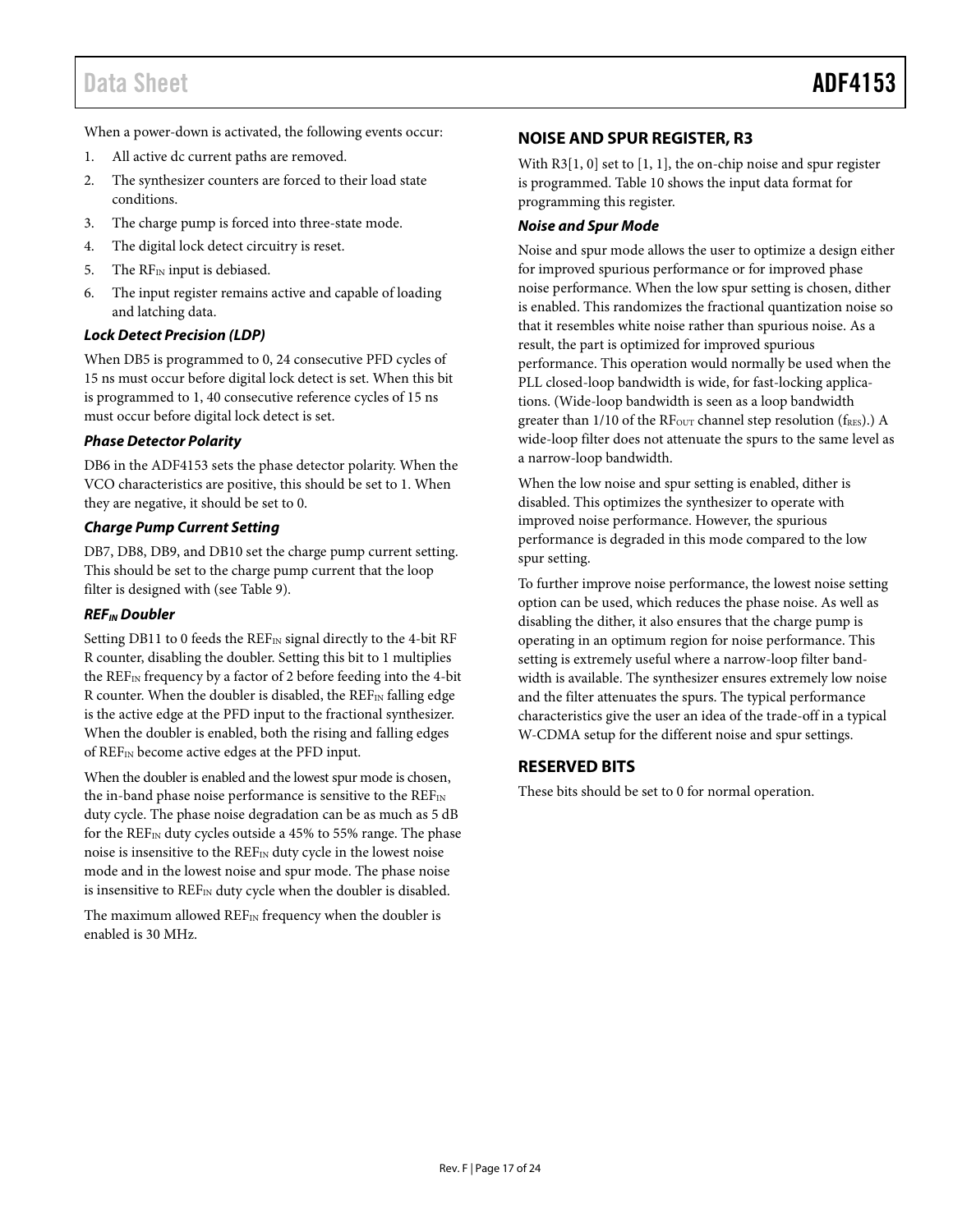When a power-down is activated, the following events occur:

1. All active dc current paths are removed.
2. The synthesizer counters are forced to their load state conditions.
3. The charge pump is forced into three-state mode.
4. The digital lock detect circuitry is reset.
5. The $RF_{IN}$ input is debiased.
6. The input register remains active and capable of loading and latching data.

### *Lock Detect Precision (LDP)*

When DB5 is programmed to 0, 24 consecutive PFD cycles of 15 ns must occur before digital lock detect is set. When this bit is programmed to 1, 40 consecutive reference cycles of 15 ns must occur before digital lock detect is set.

### *Phase Detector Polarity*

DB6 in the ADF4153 sets the phase detector polarity. When the VCO characteristics are positive, this should be set to 1. When they are negative, it should be set to 0.

### *Charge Pump Current Setting*

DB7, DB8, DB9, and DB10 set the charge pump current setting. This should be set to the charge pump current that the loop filter is designed with (see Table 9).

### *$REF_{IN}$ Doubler*

Setting DB11 to 0 feeds the $REF_{IN}$ signal directly to the 4-bit RF R counter, disabling the doubler. Setting this bit to 1 multiplies the $REF_{IN}$ frequency by a factor of 2 before feeding into the 4-bit R counter. When the doubler is disabled, the $REF_{IN}$ falling edge is the active edge at the PFD input to the fractional synthesizer. When the doubler is enabled, both the rising and falling edges of $REF_{IN}$ become active edges at the PFD input.

When the doubler is enabled and the lowest spur mode is chosen, the in-band phase noise performance is sensitive to the $REF_{IN}$ duty cycle. The phase noise degradation can be as much as 5 dB for the $REF_{IN}$ duty cycles outside a 45% to 55% range. The phase noise is insensitive to the $REF_{IN}$ duty cycle in the lowest noise mode and in the lowest noise and spur mode. The phase noise is insensitive to $REF_{IN}$ duty cycle when the doubler is disabled.

The maximum allowed $REF_{IN}$ frequency when the doubler is enabled is 30 MHz.

## NOISE AND SPUR REGISTER, R3

With R3[1, 0] set to [1, 1], the on-chip noise and spur register is programmed. Table 10 shows the input data format for programming this register.

### *Noise and Spur Mode*

Noise and spur mode allows the user to optimize a design either for improved spurious performance or for improved phase noise performance. When the low spur setting is chosen, dither is enabled. This randomizes the fractional quantization noise so that it resembles white noise rather than spurious noise. As a result, the part is optimized for improved spurious performance. This operation would normally be used when the PLL closed-loop bandwidth is wide, for fast-locking applications. (Wide-loop bandwidth is seen as a loop bandwidth greater than 1/10 of the $RF_{OUT}$ channel step resolution ($f_{RES}$).) A wide-loop filter does not attenuate the spurs to the same level as a narrow-loop bandwidth.

When the low noise and spur setting is enabled, dither is disabled. This optimizes the synthesizer to operate with improved noise performance. However, the spurious performance is degraded in this mode compared to the low spur setting.

To further improve noise performance, the lowest noise setting option can be used, which reduces the phase noise. As well as disabling the dither, it also ensures that the charge pump is operating in an optimum region for noise performance. This setting is extremely useful where a narrow-loop filter bandwidth is available. The synthesizer ensures extremely low noise and the filter attenuates the spurs. The typical performance characteristics give the user an idea of the trade-off in a typical W-CDMA setup for the different noise and spur settings.

## RESERVED BITS

These bits should be set to 0 for normal operation.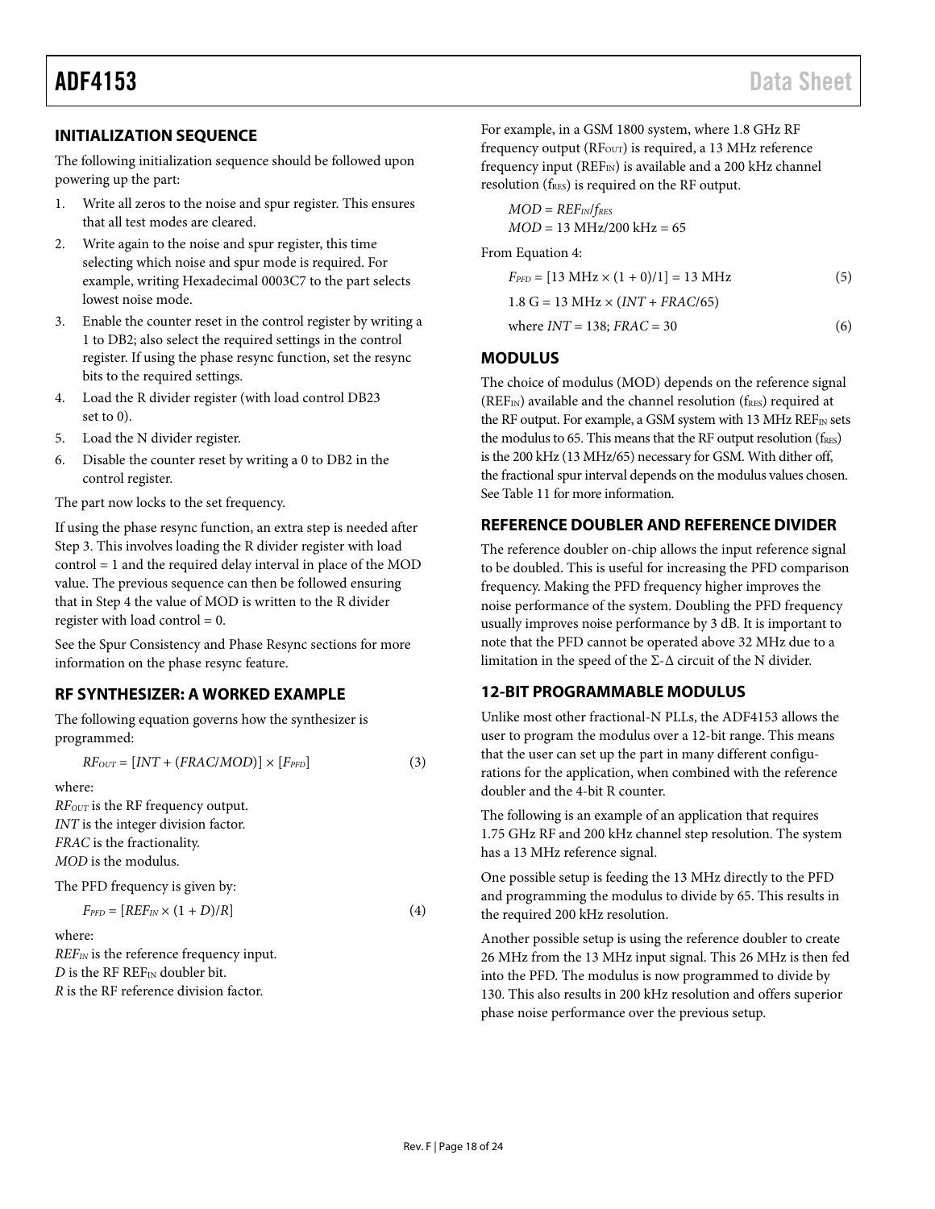## INITIALIZATION SEQUENCE

The following initialization sequence should be followed upon powering up the part:

1. Write all zeros to the noise and spur register. This ensures that all test modes are cleared.
2. Write again to the noise and spur register, this time selecting which noise and spur mode is required. For example, writing Hexadecimal 0003C7 to the part selects lowest noise mode.
3. Enable the counter reset in the control register by writing a 1 to DB2; also select the required settings in the control register. If using the phase resync function, set the resync bits to the required settings.
4. Load the R divider register (with load control DB23 set to 0).
5. Load the N divider register.
6. Disable the counter reset by writing a 0 to DB2 in the control register.

The part now locks to the set frequency.

If using the phase resync function, an extra step is needed after Step 3. This involves loading the R divider register with load control = 1 and the required delay interval in place of the MOD value. The previous sequence can then be followed ensuring that in Step 4 the value of MOD is written to the R divider register with load control = 0.

See the Spur Consistency and Phase Resync sections for more information on the phase resync feature.

## RF SYNTHESIZER: A WORKED EXAMPLE

The following equation governs how the synthesizer is programmed:

$$RF_{OUT} = [INT + (FRAC/MOD)] \times [F_{PFD}] \quad (3)$$

where:
$RF_{OUT}$ is the RF frequency output.
$INT$ is the integer division factor.
$FRAC$ is the fractionality.
$MOD$ is the modulus.

The PFD frequency is given by:

$$F_{PFD} = [REF_{IN} \times (1 + D)/R] \quad (4)$$

where:
$REF_{IN}$ is the reference frequency input.
$D$ is the RF $REF_{IN}$ doubler bit.
$R$ is the RF reference division factor.

For example, in a GSM 1800 system, where 1.8 GHz RF frequency output ($RF_{OUT}$) is required, a 13 MHz reference frequency input ($REF_{IN}$) is available and a 200 kHz channel resolution ($f_{RES}$) is required on the RF output.

$$MOD = REF_{IN}/f_{RES}$$
$$MOD = 13\text{ MHz}/200\text{ kHz} = 65$$

From Equation 4:

$$F_{PFD} = [13\text{ MHz} \times (1 + 0)/1] = 13\text{ MHz} \quad (5)$$

$$1.8\text{ G} = 13\text{ MHz} \times (INT + FRAC/65)$$

$$\text{where } INT = 138;\ FRAC = 30 \quad (6)$$

## MODULUS

The choice of modulus (MOD) depends on the reference signal ($REF_{IN}$) available and the channel resolution ($f_{RES}$) required at the RF output. For example, a GSM system with 13 MHz $REF_{IN}$ sets the modulus to 65. This means that the RF output resolution ($f_{RES}$) is the 200 kHz (13 MHz/65) necessary for GSM. With dither off, the fractional spur interval depends on the modulus values chosen. See Table 11 for more information.

## REFERENCE DOUBLER AND REFERENCE DIVIDER

The reference doubler on-chip allows the input reference signal to be doubled. This is useful for increasing the PFD comparison frequency. Making the PFD frequency higher improves the noise performance of the system. Doubling the PFD frequency usually improves noise performance by 3 dB. It is important to note that the PFD cannot be operated above 32 MHz due to a limitation in the speed of the Σ-Δ circuit of the N divider.

## 12-BIT PROGRAMMABLE MODULUS

Unlike most other fractional-N PLLs, the ADF4153 allows the user to program the modulus over a 12-bit range. This means that the user can set up the part in many different configurations for the application, when combined with the reference doubler and the 4-bit R counter.

The following is an example of an application that requires 1.75 GHz RF and 200 kHz channel step resolution. The system has a 13 MHz reference signal.

One possible setup is feeding the 13 MHz directly to the PFD and programming the modulus to divide by 65. This results in the required 200 kHz resolution.

Another possible setup is using the reference doubler to create 26 MHz from the 13 MHz input signal. This 26 MHz is then fed into the PFD. The modulus is now programmed to divide by 130. This also results in 200 kHz resolution and offers superior phase noise performance over the previous setup.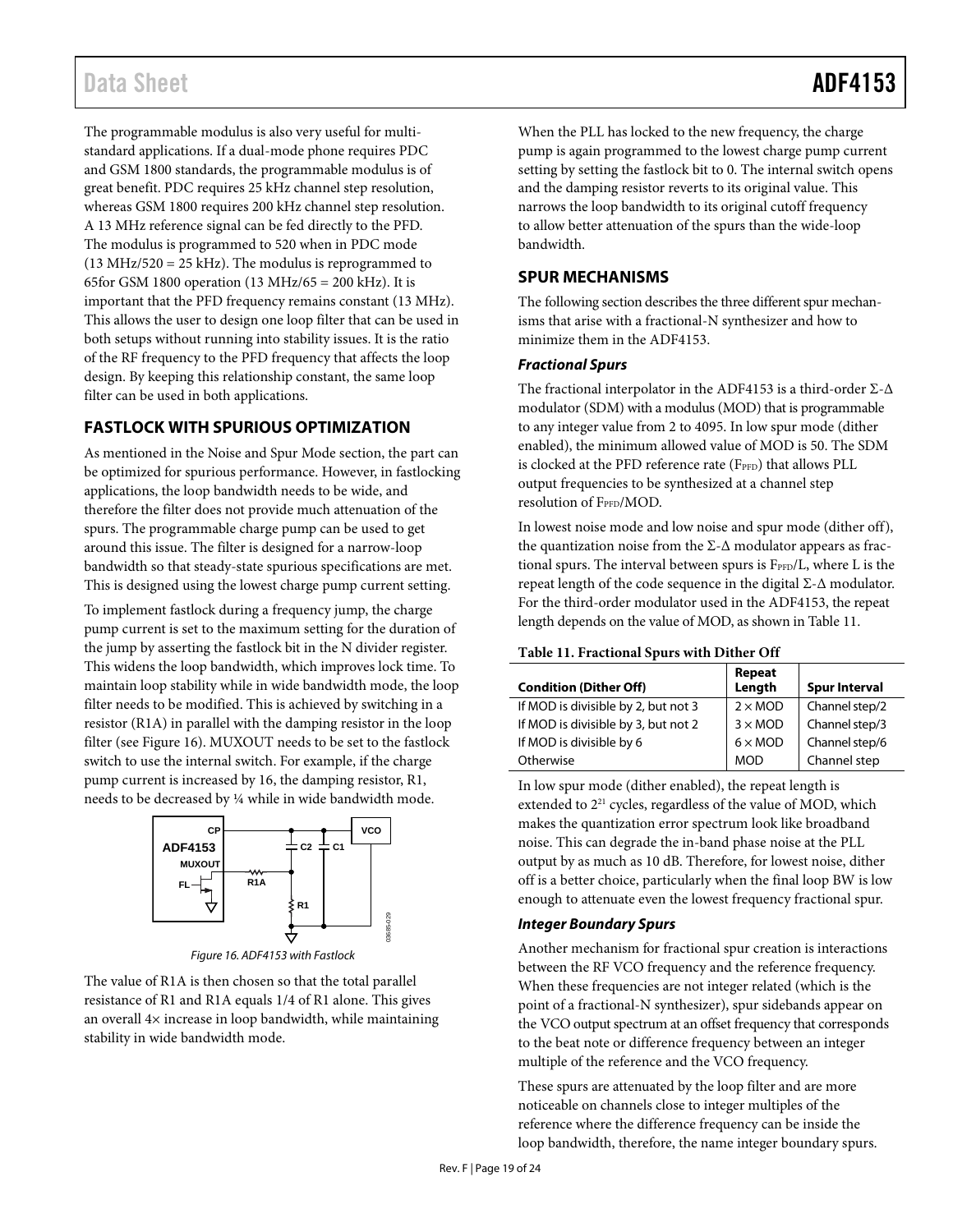The programmable modulus is also very useful for multi-standard applications. If a dual-mode phone requires PDC and GSM 1800 standards, the programmable modulus is of great benefit. PDC requires 25 kHz channel step resolution, whereas GSM 1800 requires 200 kHz channel step resolution. A 13 MHz reference signal can be fed directly to the PFD. The modulus is programmed to 520 when in PDC mode (13 MHz/520 = 25 kHz). The modulus is reprogrammed to 65for GSM 1800 operation (13 MHz/65 = 200 kHz). It is important that the PFD frequency remains constant (13 MHz). This allows the user to design one loop filter that can be used in both setups without running into stability issues. It is the ratio of the RF frequency to the PFD frequency that affects the loop design. By keeping this relationship constant, the same loop filter can be used in both applications.

## FASTLOCK WITH SPURIOUS OPTIMIZATION

As mentioned in the Noise and Spur Mode section, the part can be optimized for spurious performance. However, in fastlocking applications, the loop bandwidth needs to be wide, and therefore the filter does not provide much attenuation of the spurs. The programmable charge pump can be used to get around this issue. The filter is designed for a narrow-loop bandwidth so that steady-state spurious specifications are met. This is designed using the lowest charge pump current setting.

To implement fastlock during a frequency jump, the charge pump current is set to the maximum setting for the duration of the jump by asserting the fastlock bit in the N divider register. This widens the loop bandwidth, which improves lock time. To maintain loop stability while in wide bandwidth mode, the loop filter needs to be modified. This is achieved by switching in a resistor (R1A) in parallel with the damping resistor in the loop filter (see Figure 16). MUXOUT needs to be set to the fastlock switch to use the internal switch. For example, if the charge pump current is increased by 16, the damping resistor, R1, needs to be decreased by ¼ while in wide bandwidth mode.

Figure 16. ADF4153 with Fastlock

The value of R1A is then chosen so that the total parallel resistance of R1 and R1A equals 1/4 of R1 alone. This gives an overall 4× increase in loop bandwidth, while maintaining stability in wide bandwidth mode.

When the PLL has locked to the new frequency, the charge pump is again programmed to the lowest charge pump current setting by setting the fastlock bit to 0. The internal switch opens and the damping resistor reverts to its original value. This narrows the loop bandwidth to its original cutoff frequency to allow better attenuation of the spurs than the wide-loop bandwidth.

## SPUR MECHANISMS

The following section describes the three different spur mechanisms that arise with a fractional-N synthesizer and how to minimize them in the ADF4153.

### *Fractional Spurs*

The fractional interpolator in the ADF4153 is a third-order Σ-Δ modulator (SDM) with a modulus (MOD) that is programmable to any integer value from 2 to 4095. In low spur mode (dither enabled), the minimum allowed value of MOD is 50. The SDM is clocked at the PFD reference rate ($F_{PFD}$) that allows PLL output frequencies to be synthesized at a channel step resolution of $F_{PFD}$/MOD.

In lowest noise mode and low noise and spur mode (dither off), the quantization noise from the Σ-Δ modulator appears as fractional spurs. The interval between spurs is $F_{PFD}$/L, where L is the repeat length of the code sequence in the digital Σ-Δ modulator. For the third-order modulator used in the ADF4153, the repeat length depends on the value of MOD, as shown in Table 11.

**Table 11. Fractional Spurs with Dither Off**

| Condition (Dither Off) | Repeat Length | Spur Interval |
|---|---|---|
| If MOD is divisible by 2, but not 3 | 2 × MOD | Channel step/2 |
| If MOD is divisible by 3, but not 2 | 3 × MOD | Channel step/3 |
| If MOD is divisible by 6 | 6 × MOD | Channel step/6 |
| Otherwise | MOD | Channel step |

In low spur mode (dither enabled), the repeat length is extended to $2^{21}$ cycles, regardless of the value of MOD, which makes the quantization error spectrum look like broadband noise. This can degrade the in-band phase noise at the PLL output by as much as 10 dB. Therefore, for lowest noise, dither off is a better choice, particularly when the final loop BW is low enough to attenuate even the lowest frequency fractional spur.

### *Integer Boundary Spurs*

Another mechanism for fractional spur creation is interactions between the RF VCO frequency and the reference frequency. When these frequencies are not integer related (which is the point of a fractional-N synthesizer), spur sidebands appear on the VCO output spectrum at an offset frequency that corresponds to the beat note or difference frequency between an integer multiple of the reference and the VCO frequency.

These spurs are attenuated by the loop filter and are more noticeable on channels close to integer multiples of the reference where the difference frequency can be inside the loop bandwidth, therefore, the name integer boundary spurs.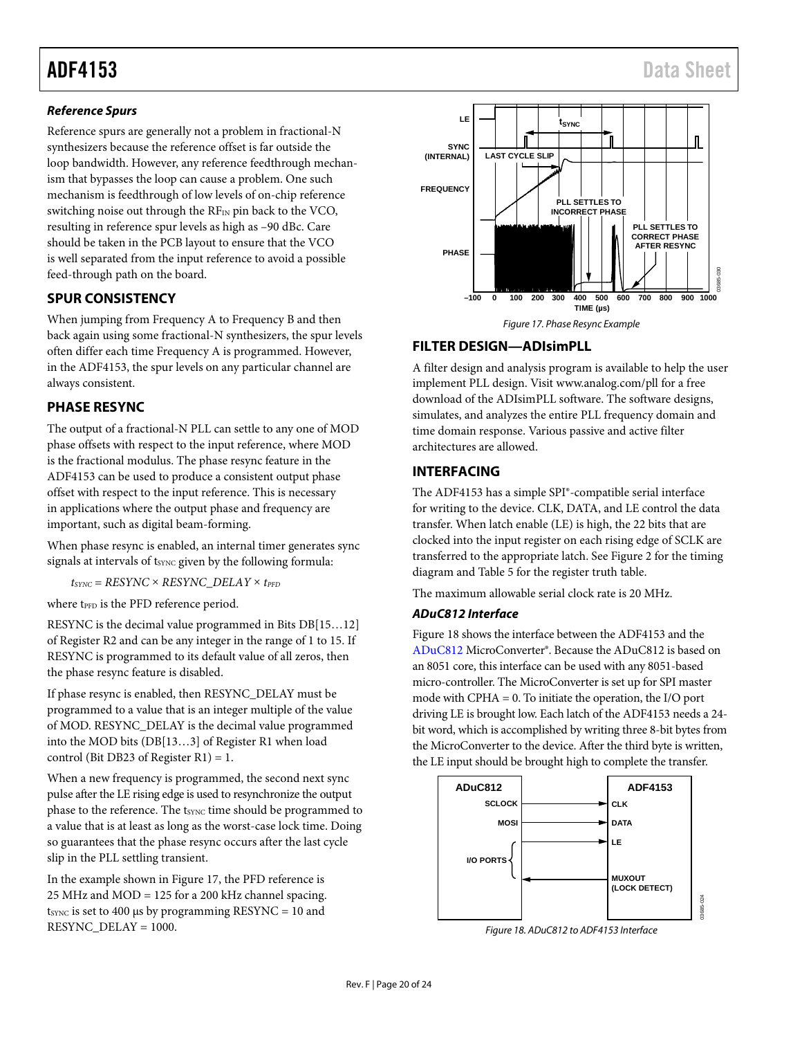### *Reference Spurs*

Reference spurs are generally not a problem in fractional-N synthesizers because the reference offset is far outside the loop bandwidth. However, any reference feedthrough mechanism that bypasses the loop can cause a problem. One such mechanism is feedthrough of low levels of on-chip reference switching noise out through the $RF_{IN}$ pin back to the VCO, resulting in reference spur levels as high as −90 dBc. Care should be taken in the PCB layout to ensure that the VCO is well separated from the input reference to avoid a possible feed-through path on the board.

## SPUR CONSISTENCY

When jumping from Frequency A to Frequency B and then back again using some fractional-N synthesizers, the spur levels often differ each time Frequency A is programmed. However, in the ADF4153, the spur levels on any particular channel are always consistent.

## PHASE RESYNC

The output of a fractional-N PLL can settle to any one of MOD phase offsets with respect to the input reference, where MOD is the fractional modulus. The phase resync feature in the ADF4153 can be used to produce a consistent output phase offset with respect to the input reference. This is necessary in applications where the output phase and frequency are important, such as digital beam-forming.

When phase resync is enabled, an internal timer generates sync signals at intervals of $t_{SYNC}$ given by the following formula:

$$t_{SYNC} = RESYNC \times RESYNC\_DELAY \times t_{PFD}$$

where $t_{PFD}$ is the PFD reference period.

RESYNC is the decimal value programmed in Bits DB[15…12] of Register R2 and can be any integer in the range of 1 to 15. If RESYNC is programmed to its default value of all zeros, then the phase resync feature is disabled.

If phase resync is enabled, then RESYNC_DELAY must be programmed to a value that is an integer multiple of the value of MOD. RESYNC_DELAY is the decimal value programmed into the MOD bits (DB[13…3] of Register R1 when load control (Bit DB23 of Register R1) = 1.

When a new frequency is programmed, the second next sync pulse after the LE rising edge is used to resynchronize the output phase to the reference. The $t_{SYNC}$ time should be programmed to a value that is at least as long as the worst-case lock time. Doing so guarantees that the phase resync occurs after the last cycle slip in the PLL settling transient.

In the example shown in Figure 17, the PFD reference is 25 MHz and MOD = 125 for a 200 kHz channel spacing. $t_{SYNC}$ is set to 400 µs by programming RESYNC = 10 and RESYNC_DELAY = 1000.

Figure 17. Phase Resync Example

## FILTER DESIGN—ADIsimPLL

A filter design and analysis program is available to help the user implement PLL design. Visit www.analog.com/pll for a free download of the ADIsimPLL software. The software designs, simulates, and analyzes the entire PLL frequency domain and time domain response. Various passive and active filter architectures are allowed.

## INTERFACING

The ADF4153 has a simple SPI®-compatible serial interface for writing to the device. CLK, DATA, and LE control the data transfer. When latch enable (LE) is high, the 22 bits that are clocked into the input register on each rising edge of SCLK are transferred to the appropriate latch. See Figure 2 for the timing diagram and Table 5 for the register truth table.

The maximum allowable serial clock rate is 20 MHz.

### *ADuC812 Interface*

Figure 18 shows the interface between the ADF4153 and the ADuC812 MicroConverter®. Because the ADuC812 is based on an 8051 core, this interface can be used with any 8051-based micro-controller. The MicroConverter is set up for SPI master mode with CPHA = 0. To initiate the operation, the I/O port driving LE is brought low. Each latch of the ADF4153 needs a 24-bit word, which is accomplished by writing three 8-bit bytes from the MicroConverter to the device. After the third byte is written, the LE input should be brought high to complete the transfer.

Figure 18. ADuC812 to ADF4153 Interface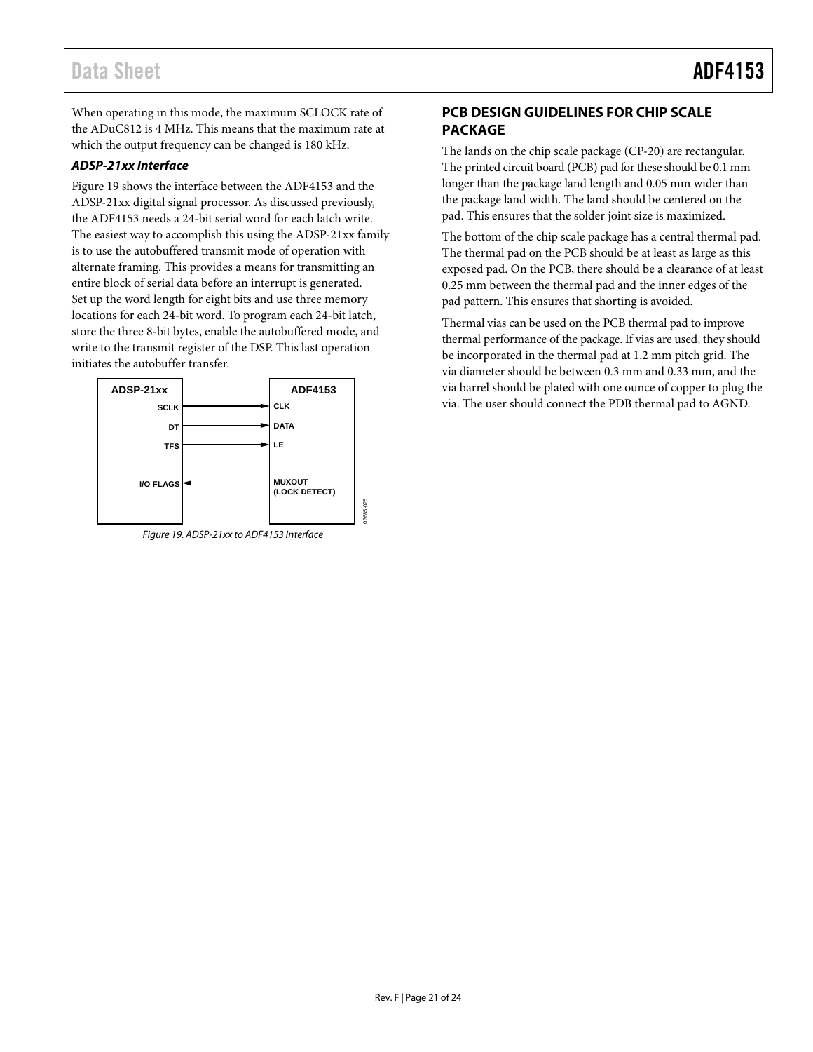When operating in this mode, the maximum SCLOCK rate of the ADuC812 is 4 MHz. This means that the maximum rate at which the output frequency can be changed is 180 kHz.

### *ADSP-21xx Interface*

Figure 19 shows the interface between the ADF4153 and the ADSP-21xx digital signal processor. As discussed previously, the ADF4153 needs a 24-bit serial word for each latch write. The easiest way to accomplish this using the ADSP-21xx family is to use the autobuffered transmit mode of operation with alternate framing. This provides a means for transmitting an entire block of serial data before an interrupt is generated. Set up the word length for eight bits and use three memory locations for each 24-bit word. To program each 24-bit latch, store the three 8-bit bytes, enable the autobuffered mode, and write to the transmit register of the DSP. This last operation initiates the autobuffer transfer.

*Figure 19. ADSP-21xx to ADF4153 Interface*

## PCB DESIGN GUIDELINES FOR CHIP SCALE PACKAGE

The lands on the chip scale package (CP-20) are rectangular. The printed circuit board (PCB) pad for these should be 0.1 mm longer than the package land length and 0.05 mm wider than the package land width. The land should be centered on the pad. This ensures that the solder joint size is maximized.

The bottom of the chip scale package has a central thermal pad. The thermal pad on the PCB should be at least as large as this exposed pad. On the PCB, there should be a clearance of at least 0.25 mm between the thermal pad and the inner edges of the pad pattern. This ensures that shorting is avoided.

Thermal vias can be used on the PCB thermal pad to improve thermal performance of the package. If vias are used, they should be incorporated in the thermal pad at 1.2 mm pitch grid. The via diameter should be between 0.3 mm and 0.33 mm, and the via barrel should be plated with one ounce of copper to plug the via. The user should connect the PDB thermal pad to AGND.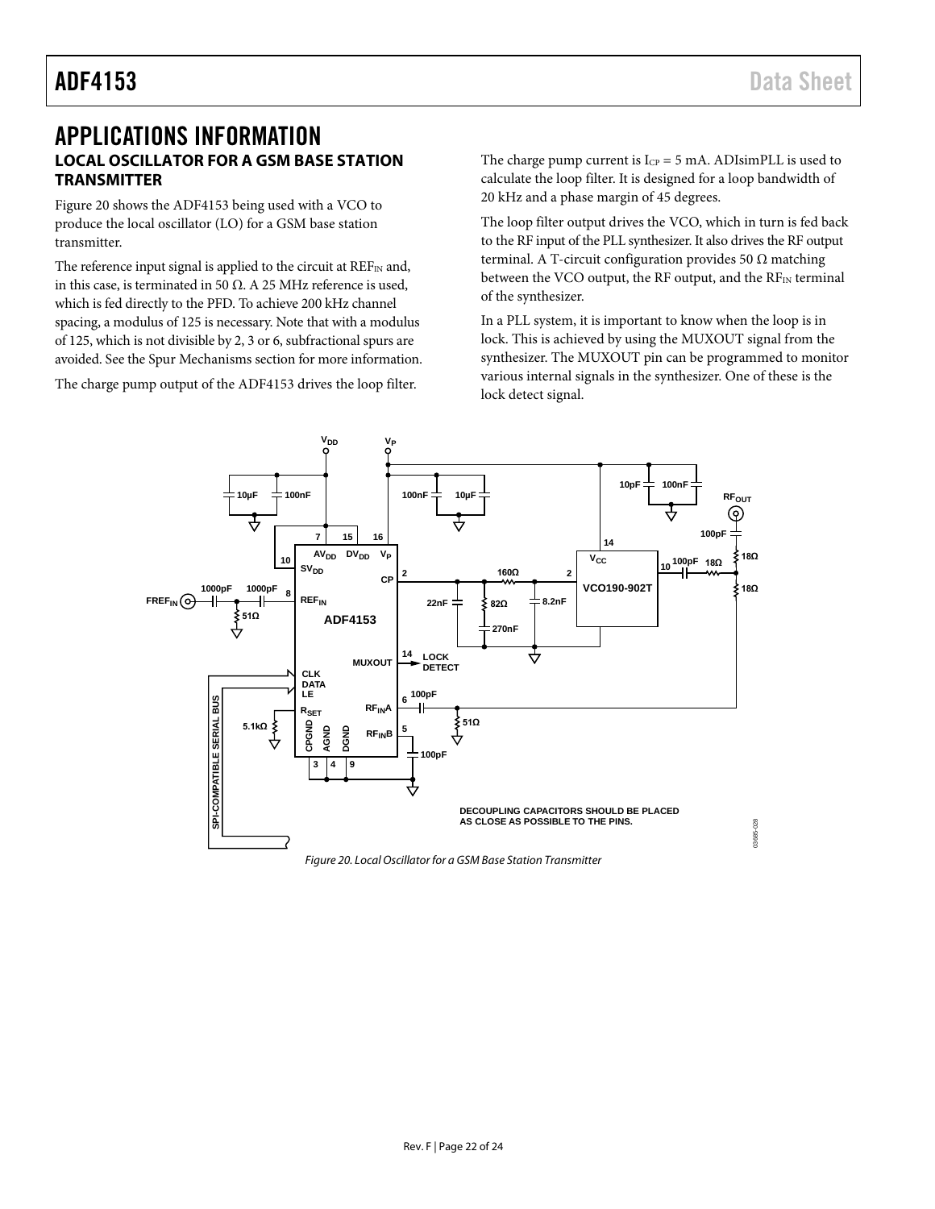# APPLICATIONS INFORMATION

## LOCAL OSCILLATOR FOR A GSM BASE STATION TRANSMITTER

Figure 20 shows the ADF4153 being used with a VCO to produce the local oscillator (LO) for a GSM base station transmitter.

The reference input signal is applied to the circuit at $REF_{IN}$ and, in this case, is terminated in 50 Ω. A 25 MHz reference is used, which is fed directly to the PFD. To achieve 200 kHz channel spacing, a modulus of 125 is necessary. Note that with a modulus of 125, which is not divisible by 2, 3 or 6, subfractional spurs are avoided. See the Spur Mechanisms section for more information.

The charge pump output of the ADF4153 drives the loop filter.

The charge pump current is $I_{CP}$ = 5 mA. ADIsimPLL is used to calculate the loop filter. It is designed for a loop bandwidth of 20 kHz and a phase margin of 45 degrees.

The loop filter output drives the VCO, which in turn is fed back to the RF input of the PLL synthesizer. It also drives the RF output terminal. A T-circuit configuration provides 50 Ω matching between the VCO output, the RF output, and the $RF_{IN}$ terminal of the synthesizer.

In a PLL system, it is important to know when the loop is in lock. This is achieved by using the MUXOUT signal from the synthesizer. The MUXOUT pin can be programmed to monitor various internal signals in the synthesizer. One of these is the lock detect signal.

Figure 20. Local Oscillator for a GSM Base Station Transmitter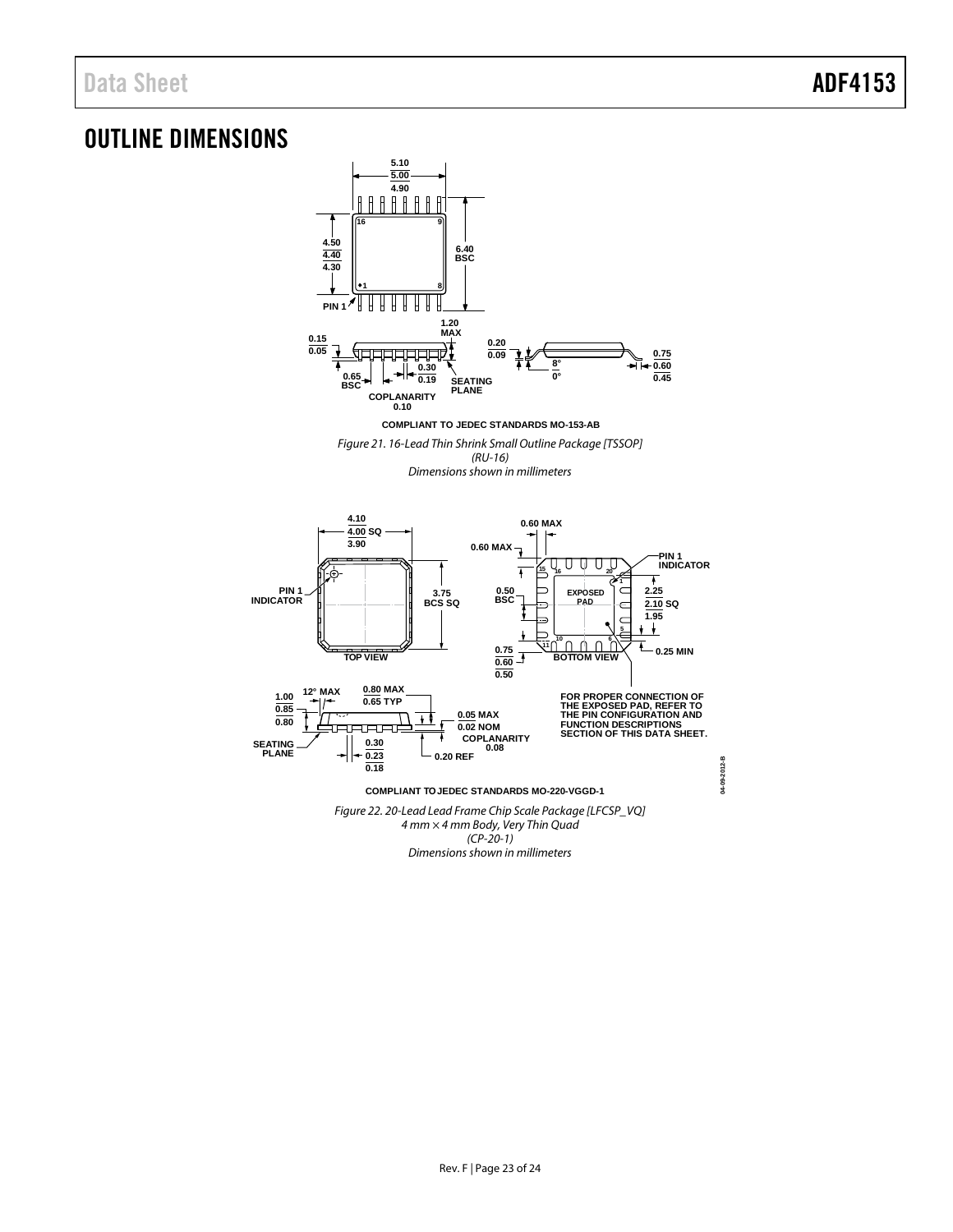# OUTLINE DIMENSIONS

COMPLIANT TO JEDEC STANDARDS MO-153-AB

*Figure 21. 16-Lead Thin Shrink Small Outline Package [TSSOP] (RU-16) Dimensions shown in millimeters*

FOR PROPER CONNECTION OF THE EXPOSED PAD, REFER TO THE PIN CONFIGURATION AND FUNCTION DESCRIPTIONS SECTION OF THIS DATA SHEET.

COMPLIANT TO JEDEC STANDARDS MO-220-VGGD-1

*Figure 22. 20-Lead Lead Frame Chip Scale Package [LFCSP_VQ] 4 mm × 4 mm Body, Very Thin Quad (CP-20-1) Dimensions shown in millimeters*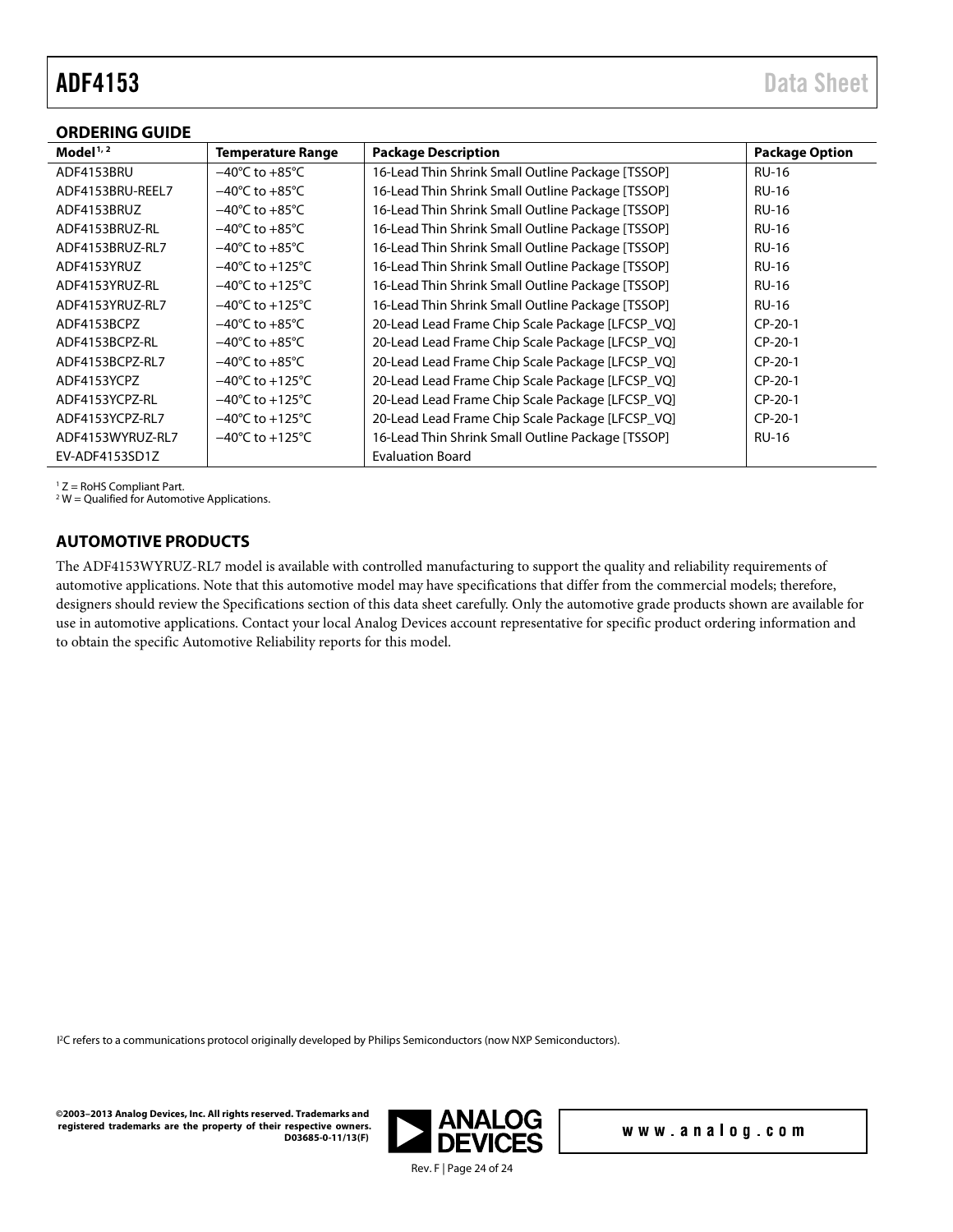## ORDERING GUIDE

| Model[1, 2] | Temperature Range | Package Description | Package Option |
|---|---|---|---|
| ADF4153BRU | −40°C to +85°C | 16-Lead Thin Shrink Small Outline Package [TSSOP] | RU-16 |
| ADF4153BRU-REEL7 | −40°C to +85°C | 16-Lead Thin Shrink Small Outline Package [TSSOP] | RU-16 |
| ADF4153BRUZ | −40°C to +85°C | 16-Lead Thin Shrink Small Outline Package [TSSOP] | RU-16 |
| ADF4153BRUZ-RL | −40°C to +85°C | 16-Lead Thin Shrink Small Outline Package [TSSOP] | RU-16 |
| ADF4153BRUZ-RL7 | −40°C to +85°C | 16-Lead Thin Shrink Small Outline Package [TSSOP] | RU-16 |
| ADF4153YRUZ | −40°C to +125°C | 16-Lead Thin Shrink Small Outline Package [TSSOP] | RU-16 |
| ADF4153YRUZ-RL | −40°C to +125°C | 16-Lead Thin Shrink Small Outline Package [TSSOP] | RU-16 |
| ADF4153YRUZ-RL7 | −40°C to +125°C | 16-Lead Thin Shrink Small Outline Package [TSSOP] | RU-16 |
| ADF4153BCPZ | −40°C to +85°C | 20-Lead Lead Frame Chip Scale Package [LFCSP_VQ] | CP-20-1 |
| ADF4153BCPZ-RL | −40°C to +85°C | 20-Lead Lead Frame Chip Scale Package [LFCSP_VQ] | CP-20-1 |
| ADF4153BCPZ-RL7 | −40°C to +85°C | 20-Lead Lead Frame Chip Scale Package [LFCSP_VQ] | CP-20-1 |
| ADF4153YCPZ | −40°C to +125°C | 20-Lead Lead Frame Chip Scale Package [LFCSP_VQ] | CP-20-1 |
| ADF4153YCPZ-RL | −40°C to +125°C | 20-Lead Lead Frame Chip Scale Package [LFCSP_VQ] | CP-20-1 |
| ADF4153YCPZ-RL7 | −40°C to +125°C | 20-Lead Lead Frame Chip Scale Package [LFCSP_VQ] | CP-20-1 |
| ADF4153WYRUZ-RL7 | −40°C to +125°C | 16-Lead Thin Shrink Small Outline Package [TSSOP] | RU-16 |
| EV-ADF4153SD1Z | | Evaluation Board | |

[1] Z = RoHS Compliant Part.
[2] W = Qualified for Automotive Applications.

## AUTOMOTIVE PRODUCTS

The ADF4153WYRUZ-RL7 model is available with controlled manufacturing to support the quality and reliability requirements of automotive applications. Note that this automotive model may have specifications that differ from the commercial models; therefore, designers should review the Specifications section of this data sheet carefully. Only the automotive grade products shown are available for use in automotive applications. Contact your local Analog Devices account representative for specific product ordering information and to obtain the specific Automotive Reliability reports for this model.

I2C refers to a communications protocol originally developed by Philips Semiconductors (now NXP Semiconductors).

©2003–2013 Analog Devices, Inc. All rights reserved. Trademarks and registered trademarks are the property of their respective owners. D03685-0-11/13(F)

www.analog.com